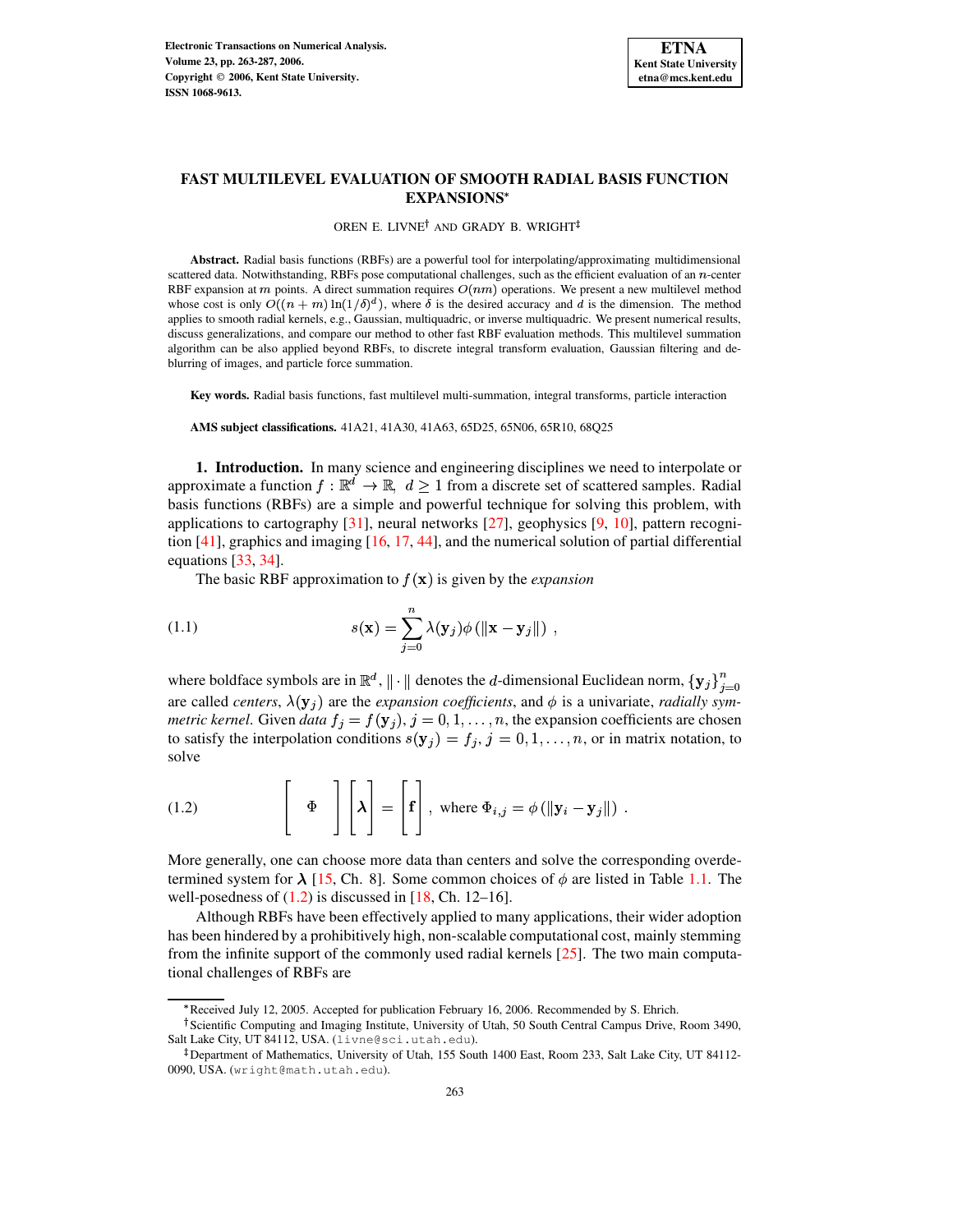# FAST MULTILEVEL EVALUATION OF SMOOTH RADIAL BASIS FUNCTION EXPANSIONS*

OREN E. LIVNE[†] AND GRADY B. WRIGHT[‡]

**Abstract.** Radial basis functions (RBFs) are a powerful tool for interpolating/approximating multidimensional scattered data. Notwithstanding, RBFs pose computational challenges, such as the efficient evaluation of an $n$-center RBF expansion at $m$ points. A direct summation requires $O(nm)$ operations. We present a new multilevel method whose cost is only $O((n+m)\ln(1/\delta)^d)$, where $\delta$ is the desired accuracy and $d$ is the dimension. The method applies to smooth radial kernels, e.g., Gaussian, multiquadric, or inverse multiquadric. We present numerical results, discuss generalizations, and compare our method to other fast RBF evaluation methods. This multilevel summation algorithm can be also applied beyond RBFs, to discrete integral transform evaluation, Gaussian filtering and deblurring of images, and particle force summation.

**Key words.** Radial basis functions, fast multilevel multi-summation, integral transforms, particle interaction

**AMS subject classifications.** 41A21, 41A30, 41A63, 65D25, 65N06, 65R10, 68Q25

## 1. Introduction.

In many science and engineering disciplines we need to interpolate or approximate a function $f:\mathbb{R}^d \to \mathbb{R},\ d \geq 1$ from a discrete set of scattered samples. Radial basis functions (RBFs) are a simple and powerful technique for solving this problem, with applications to cartography [31], neural networks [27], geophysics [9, 10], pattern recognition [41], graphics and imaging [16, 17, 44], and the numerical solution of partial differential equations [33, 34].

The basic RBF approximation to $f(\mathbf{x})$ is given by the *expansion*

$$s(\mathbf{x}) = \sum_{j=0}^{n} \lambda(\mathbf{y}_j)\phi\left(\|\mathbf{x}-\mathbf{y}_j\|\right), \tag{1.1}$$

where boldface symbols are in $\mathbb{R}^d$, $\|\cdot\|$ denotes the $d$-dimensional Euclidean norm, $\{\mathbf{y}_j\}_{j=0}^n$ are called *centers*, $\lambda(\mathbf{y}_j)$ are the *expansion coefficients*, and $\phi$ is a univariate, *radially symmetric kernel*. Given *data* $f_j = f(\mathbf{y}_j)$, $j=0,1,\ldots,n$, the expansion coefficients are chosen to satisfy the interpolation conditions $s(\mathbf{y}_j) = f_j$, $j=0,1,\ldots,n$, or in matrix notation, to solve

$$\begin{bmatrix} \quad \Phi \quad \end{bmatrix}\begin{bmatrix} \boldsymbol{\lambda} \end{bmatrix} = \begin{bmatrix} \mathbf{f} \end{bmatrix}, \text{ where } \Phi_{i,j} = \phi\left(\|\mathbf{y}_i - \mathbf{y}_j\|\right). \tag{1.2}$$

More generally, one can choose more data than centers and solve the corresponding overdetermined system for $\boldsymbol{\lambda}$ [15, Ch. 8]. Some common choices of $\phi$ are listed in Table 1.1. The well-posedness of (1.2) is discussed in [18, Ch. 12–16].

Although RBFs have been effectively applied to many applications, their wider adoption has been hindered by a prohibitively high, non-scalable computational cost, mainly stemming from the infinite support of the commonly used radial kernels [25]. The two main computational challenges of RBFs are

---

*Received July 12, 2005. Accepted for publication February 16, 2006. Recommended by S. Ehrich.

[†]Scientific Computing and Imaging Institute, University of Utah, 50 South Central Campus Drive, Room 3490, Salt Lake City, UT 84112, USA. (livne@sci.utah.edu).

[‡]Department of Mathematics, University of Utah, 155 South 1400 East, Room 233, Salt Lake City, UT 84112-0090, USA. (wright@math.utah.edu).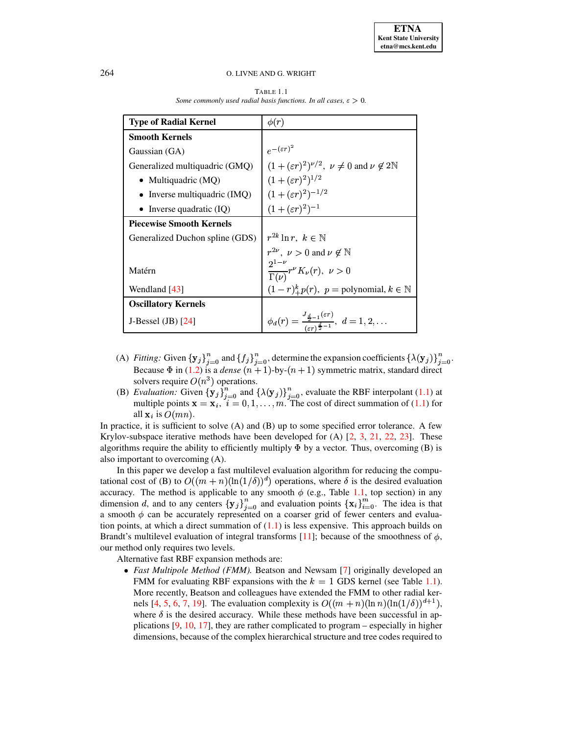TABLE 1.1
*Some commonly used radial basis functions. In all cases, $\varepsilon > 0$.*

| Type of Radial Kernel | $\phi(r)$ |
|---|---|
| **Smooth Kernels** | |
| Gaussian (GA) | $e^{-(\varepsilon r)^2}$ |
| Generalized multiquadric (GMQ) | $(1+(\varepsilon r)^2)^{\nu/2},\ \nu \neq 0$ and $\nu \notin 2\mathbb{N}$ |
| • Multiquadric (MQ) | $(1+(\varepsilon r)^2)^{1/2}$ |
| • Inverse multiquadric (IMQ) | $(1+(\varepsilon r)^2)^{-1/2}$ |
| • Inverse quadratic (IQ) | $(1+(\varepsilon r)^2)^{-1}$ |
| **Piecewise Smooth Kernels** | |
| Generalized Duchon spline (GDS) | $r^{2k}\ln r,\ k \in \mathbb{N}$ |
| | $r^{2\nu},\ \nu > 0$ and $\nu \notin \mathbb{N}$ |
| Matérn | $\dfrac{2^{1-\nu}}{\Gamma(\nu)} r^{\nu} K_{\nu}(r),\ \nu > 0$ |
| Wendland [43] | $(1-r)_+^k p(r),\ p =$ polynomial, $k \in \mathbb{N}$ |
| **Oscillatory Kernels** | |
| J-Bessel (JB) [24] | $\phi_d(r) = \dfrac{J_{\frac{d}{2}-1}(\varepsilon r)}{(\varepsilon r)^{\frac{d}{2}-1}},\ d = 1, 2, \ldots$ |

(A) *Fitting:* Given $\{\mathbf{y}_j\}_{j=0}^n$ and $\{f_j\}_{j=0}^n$, determine the expansion coefficients $\{\lambda(\mathbf{y}_j)\}_{j=0}^n$. Because $\Phi$ in (1.2) is a *dense* $(n+1)$-by-$(n+1)$ symmetric matrix, standard direct solvers require $O(n^3)$ operations.

(B) *Evaluation:* Given $\{\mathbf{y}_j\}_{j=0}^n$ and $\{\lambda(\mathbf{y}_j)\}_{j=0}^n$, evaluate the RBF interpolant (1.1) at multiple points $\mathbf{x} = \mathbf{x}_i$, $i = 0, 1, \ldots, m$. The cost of direct summation of (1.1) for all $\mathbf{x}_i$ is $O(mn)$.

In practice, it is sufficient to solve (A) and (B) up to some specified error tolerance. A few Krylov-subspace iterative methods have been developed for (A) [2, 3, 21, 22, 23]. These algorithms require the ability to efficiently multiply $\Phi$ by a vector. Thus, overcoming (B) is also important to overcoming (A).

In this paper we develop a fast multilevel evaluation algorithm for reducing the computational cost of (B) to $O((m+n)(\ln(1/\delta))^d)$ operations, where $\delta$ is the desired evaluation accuracy. The method is applicable to any smooth $\phi$ (e.g., Table 1.1, top section) in any dimension $d$, and to any centers $\{\mathbf{y}_j\}_{j=0}^n$ and evaluation points $\{\mathbf{x}_i\}_{i=0}^m$. The idea is that a smooth $\phi$ can be accurately represented on a coarser grid of fewer centers and evaluation points, at which a direct summation of (1.1) is less expensive. This approach builds on Brandt's multilevel evaluation of integral transforms [11]; because of the smoothness of $\phi$, our method only requires two levels.

Alternative fast RBF expansion methods are:

- *Fast Multipole Method (FMM).* Beatson and Newsam [7] originally developed an FMM for evaluating RBF expansions with the $k = 1$ GDS kernel (see Table 1.1). More recently, Beatson and colleagues have extended the FMM to other radial kernels [4, 5, 6, 7, 19]. The evaluation complexity is $O((m+n)(\ln n)(\ln(1/\delta))^{d+1})$, where $\delta$ is the desired accuracy. While these methods have been successful in applications [9, 10, 17], they are rather complicated to program – especially in higher dimensions, because of the complex hierarchical structure and tree codes required to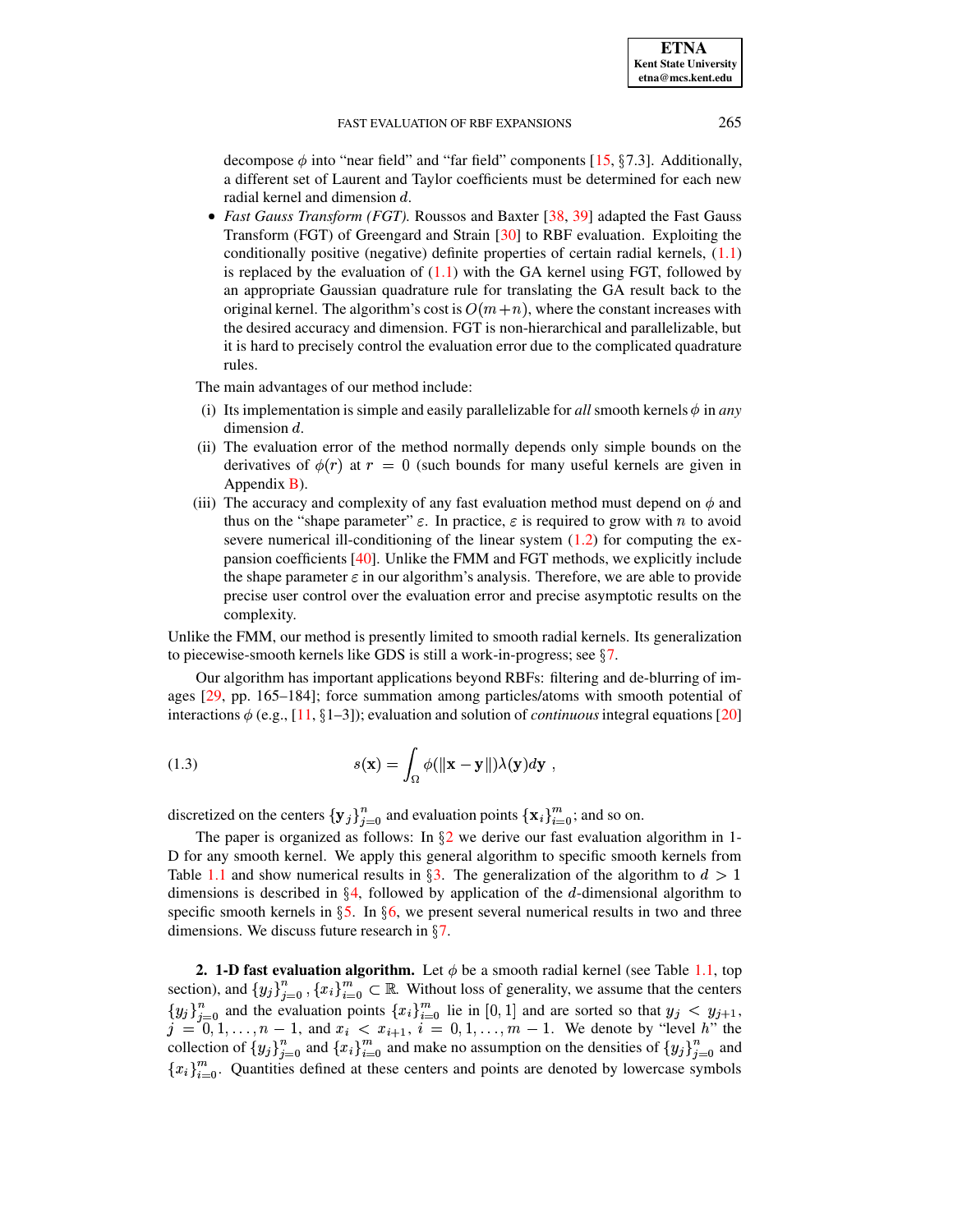decompose $\phi$ into "near field" and "far field" components [15, §7.3]. Additionally, a different set of Laurent and Taylor coefficients must be determined for each new radial kernel and dimension $d$.

- *Fast Gauss Transform (FGT).* Roussos and Baxter [38, 39] adapted the Fast Gauss Transform (FGT) of Greengard and Strain [30] to RBF evaluation. Exploiting the conditionally positive (negative) definite properties of certain radial kernels, (1.1) is replaced by the evaluation of (1.1) with the GA kernel using FGT, followed by an appropriate Gaussian quadrature rule for translating the GA result back to the original kernel. The algorithm's cost is $O(m+n)$, where the constant increases with the desired accuracy and dimension. FGT is non-hierarchical and parallelizable, but it is hard to precisely control the evaluation error due to the complicated quadrature rules.

The main advantages of our method include:

(i) Its implementation is simple and easily parallelizable for *all* smooth kernels $\phi$ in *any* dimension $d$.

(ii) The evaluation error of the method normally depends only simple bounds on the derivatives of $\phi(r)$ at $r = 0$ (such bounds for many useful kernels are given in Appendix B).

(iii) The accuracy and complexity of any fast evaluation method must depend on $\phi$ and thus on the "shape parameter" $\varepsilon$. In practice, $\varepsilon$ is required to grow with $n$ to avoid severe numerical ill-conditioning of the linear system (1.2) for computing the expansion coefficients [40]. Unlike the FMM and FGT methods, we explicitly include the shape parameter $\varepsilon$ in our algorithm's analysis. Therefore, we are able to provide precise user control over the evaluation error and precise asymptotic results on the complexity.

Unlike the FMM, our method is presently limited to smooth radial kernels. Its generalization to piecewise-smooth kernels like GDS is still a work-in-progress; see §7.

Our algorithm has important applications beyond RBFs: filtering and de-blurring of images [29, pp. 165–184]; force summation among particles/atoms with smooth potential of interactions $\phi$ (e.g., [11, §1–3]); evaluation and solution of *continuous* integral equations [20]

$$s(\mathbf{x}) = \int_{\Omega} \phi(\|\mathbf{x} - \mathbf{y}\|)\lambda(\mathbf{y})d\mathbf{y} \ , \tag{1.3}$$

discretized on the centers $\{\mathbf{y}_j\}_{j=0}^n$ and evaluation points $\{\mathbf{x}_i\}_{i=0}^m$; and so on.

The paper is organized as follows: In §2 we derive our fast evaluation algorithm in 1-D for any smooth kernel. We apply this general algorithm to specific smooth kernels from Table 1.1 and show numerical results in §3. The generalization of the algorithm to $d > 1$ dimensions is described in §4, followed by application of the $d$-dimensional algorithm to specific smooth kernels in §5. In §6, we present several numerical results in two and three dimensions. We discuss future research in §7.

**2. 1-D fast evaluation algorithm.** Let $\phi$ be a smooth radial kernel (see Table 1.1, top section), and $\{y_j\}_{j=0}^n, \{x_i\}_{i=0}^m \subset \mathbb{R}$. Without loss of generality, we assume that the centers $\{y_j\}_{j=0}^n$ and the evaluation points $\{x_i\}_{i=0}^m$ lie in $[0, 1]$ and are sorted so that $y_j < y_{j+1}$, $j = 0, 1, \ldots, n-1$, and $x_i < x_{i+1}$, $i = 0, 1, \ldots, m-1$. We denote by "level $h$" the collection of $\{y_j\}_{j=0}^n$ and $\{x_i\}_{i=0}^m$ and make no assumption on the densities of $\{y_j\}_{j=0}^n$ and $\{x_i\}_{i=0}^m$. Quantities defined at these centers and points are denoted by lowercase symbols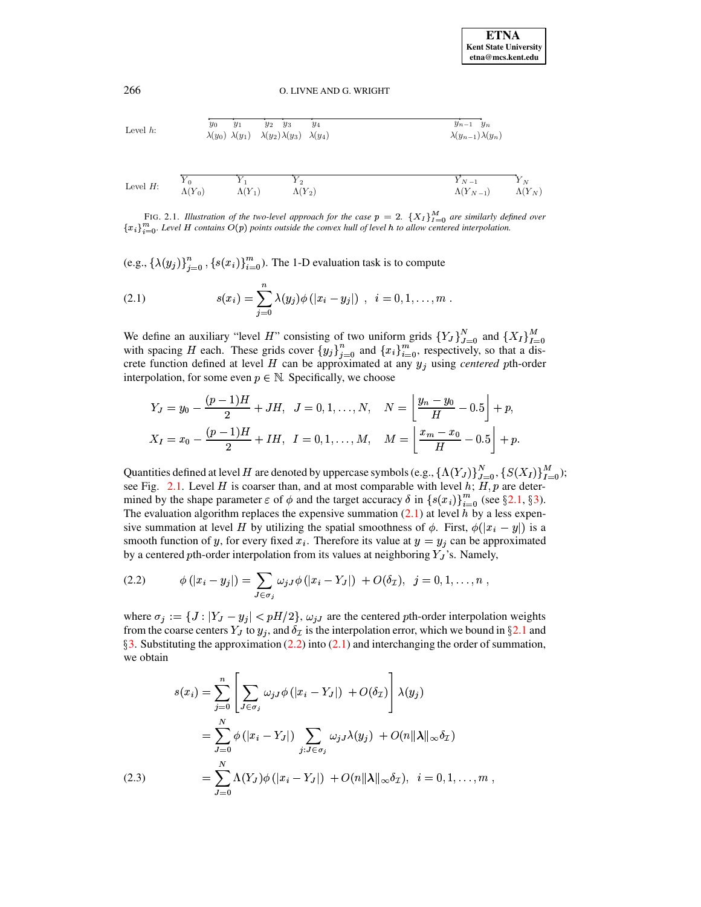Level $h$: $y_0$ $y_1$ $y_2$ $y_3$ $y_4$ $y_{n-1}$ $y_n$ — $\lambda(y_0)$ $\lambda(y_1)$ $\lambda(y_2)$ $\lambda(y_3)$ $\lambda(y_4)$ $\lambda(y_{n-1})$ $\lambda(y_n)$

Level $H$: $Y_0$ $Y_1$ $Y_2$ $Y_{N-1}$ $Y_N$ — $\Lambda(Y_0)$ $\Lambda(Y_1)$ $\Lambda(Y_2)$ $\Lambda(Y_{N-1})$ $\Lambda(Y_N)$

FIG. 2.1. *Illustration of the two-level approach for the case $p = 2$. $\{X_I\}_{I=0}^{M}$ are similarly defined over $\{x_i\}_{i=0}^{m}$. Level $H$ contains $O(p)$ points outside the convex hull of level $h$ to allow centered interpolation.*

(e.g., $\{\lambda(y_j)\}_{j=0}^{n}, \{s(x_i)\}_{i=0}^{m}$). The 1-D evaluation task is to compute

$$s(x_i) = \sum_{j=0}^{n} \lambda(y_j)\phi(|x_i - y_j|) \ , \quad i = 0, 1, \ldots, m \ . \tag{2.1}$$

We define an auxiliary "level $H$" consisting of two uniform grids $\{Y_J\}_{J=0}^{N}$ and $\{X_I\}_{I=0}^{M}$ with spacing $H$ each. These grids cover $\{y_j\}_{j=0}^{n}$ and $\{x_i\}_{i=0}^{m}$, respectively, so that a discrete function defined at level $H$ can be approximated at any $y_j$ using *centered* $p$th-order interpolation, for some even $p \in \mathbb{N}$. Specifically, we choose

$$Y_J = y_0 - \frac{(p-1)H}{2} + JH, \quad J = 0, 1, \ldots, N, \quad N = \left\lfloor \frac{y_n - y_0}{H} - 0.5 \right\rfloor + p,$$

$$X_I = x_0 - \frac{(p-1)H}{2} + IH, \quad I = 0, 1, \ldots, M, \quad M = \left\lfloor \frac{x_m - x_0}{H} - 0.5 \right\rfloor + p.$$

Quantities defined at level $H$ are denoted by uppercase symbols (e.g., $\{\Lambda(Y_J)\}_{J=0}^{N}, \{S(X_I)\}_{I=0}^{M}$); see Fig. 2.1. Level $H$ is coarser than, and at most comparable with level $h$; $H, p$ are determined by the shape parameter $\varepsilon$ of $\phi$ and the target accuracy $\delta$ in $\{s(x_i)\}_{i=0}^{m}$ (see §2.1, §3). The evaluation algorithm replaces the expensive summation (2.1) at level $h$ by a less expensive summation at level $H$ by utilizing the spatial smoothness of $\phi$. First, $\phi(|x_i - y|)$ is a smooth function of $y$, for every fixed $x_i$. Therefore its value at $y = y_j$ can be approximated by a centered $p$th-order interpolation from its values at neighboring $Y_J$'s. Namely,

$$\phi(|x_i - y_j|) = \sum_{J \in \sigma_j} \omega_{jJ}\phi(|x_i - Y_J|) \ + O(\delta_{\mathcal{I}}), \quad j = 0, 1, \ldots, n \ , \tag{2.2}$$

where $\sigma_j := \{J : |Y_J - y_j| < pH/2\}$, $\omega_{jJ}$ are the centered $p$th-order interpolation weights from the coarse centers $Y_J$ to $y_j$, and $\delta_{\mathcal{I}}$ is the interpolation error, which we bound in §2.1 and §3. Substituting the approximation (2.2) into (2.1) and interchanging the order of summation, we obtain

$$\begin{aligned}
s(x_i) &= \sum_{j=0}^{n} \left[ \sum_{J \in \sigma_j} \omega_{jJ}\phi(|x_i - Y_J|) \ + O(\delta_{\mathcal{I}}) \right] \lambda(y_j) \\
&= \sum_{J=0}^{N} \phi(|x_i - Y_J|) \sum_{j : J \in \sigma_j} \omega_{jJ}\lambda(y_j) \ + O(n\|\boldsymbol{\lambda}\|_\infty \delta_{\mathcal{I}}) \\
&= \sum_{J=0}^{N} \Lambda(Y_J)\phi(|x_i - Y_J|) \ + O(n\|\boldsymbol{\lambda}\|_\infty \delta_{\mathcal{I}}), \quad i = 0, 1, \ldots, m \ ,
\end{aligned} \tag{2.3}$$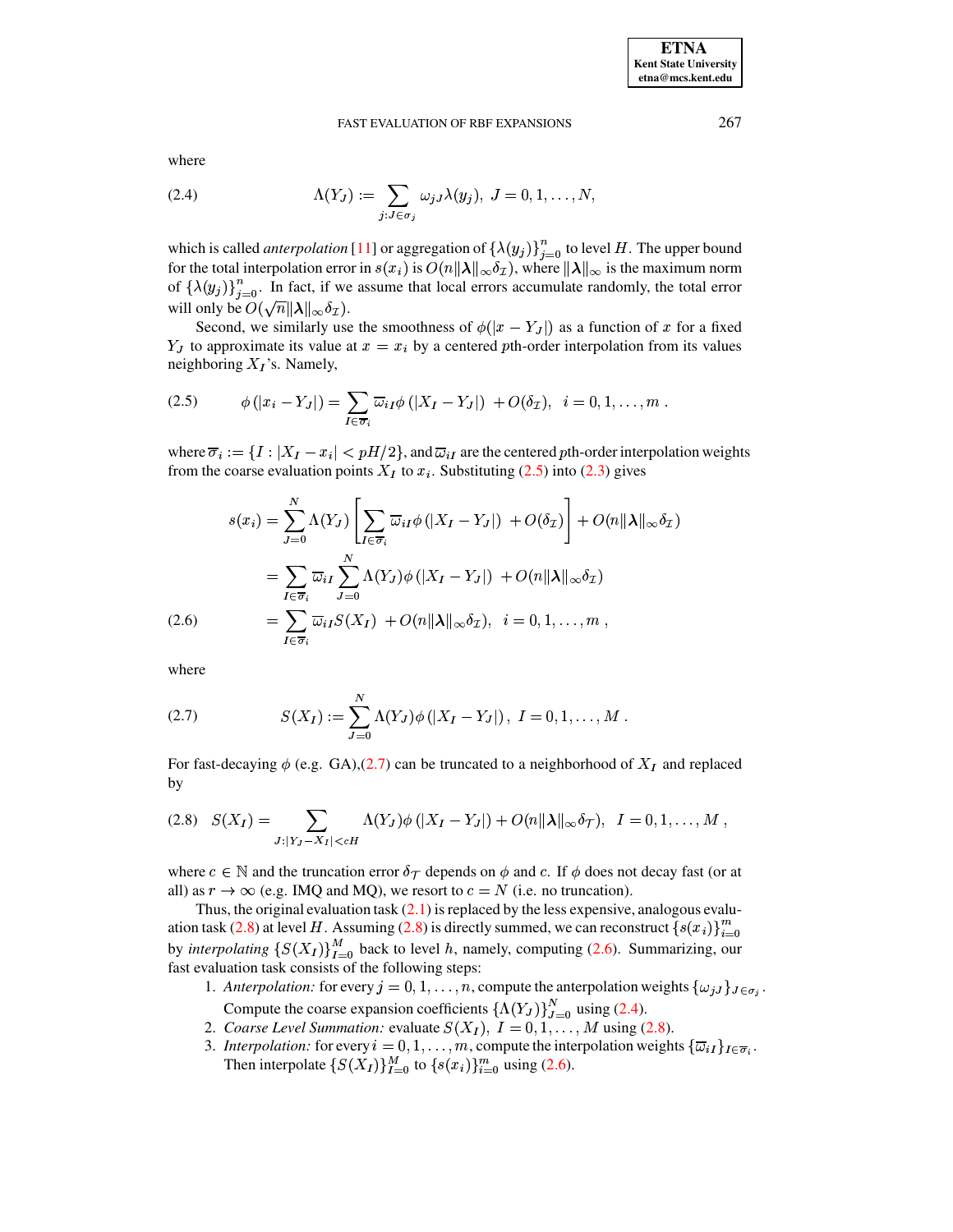where

$$\Lambda(Y_J) := \sum_{j: J \in \sigma_j} \omega_{jJ} \lambda(y_j), \; J = 0, 1, \ldots, N, \tag{2.4}$$

which is called *anterpolation* [11] or aggregation of $\{\lambda(y_j)\}_{j=0}^n$ to level $H$. The upper bound for the total interpolation error in $s(x_i)$ is $O(n\|\boldsymbol{\lambda}\|_\infty \delta_\mathcal{I})$, where $\|\boldsymbol{\lambda}\|_\infty$ is the maximum norm of $\{\lambda(y_j)\}_{j=0}^n$. In fact, if we assume that local errors accumulate randomly, the total error will only be $O(\sqrt{n}\|\boldsymbol{\lambda}\|_\infty \delta_\mathcal{I})$.

Second, we similarly use the smoothness of $\phi(|x - Y_J|)$ as a function of $x$ for a fixed $Y_J$ to approximate its value at $x = x_i$ by a centered $p$th-order interpolation from its values neighboring $X_I$'s. Namely,

$$\phi\left(|x_i - Y_J|\right) = \sum_{I \in \overline{\sigma}_i} \overline{\omega}_{iI} \phi\left(|X_I - Y_J|\right) \; + O(\delta_\mathcal{I}), \;\; i = 0, 1, \ldots, m \; . \tag{2.5}$$

where $\overline{\sigma}_i := \{I : |X_I - x_i| < pH/2\}$, and $\overline{\omega}_{iI}$ are the centered $p$th-order interpolation weights from the coarse evaluation points $X_I$ to $x_i$. Substituting (2.5) into (2.3) gives

$$\begin{aligned}
s(x_i) &= \sum_{J=0}^{N} \Lambda(Y_J) \left[ \sum_{I \in \overline{\sigma}_i} \overline{\omega}_{iI} \phi\left(|X_I - Y_J|\right) \; + O(\delta_\mathcal{I}) \right] + O(n\|\boldsymbol{\lambda}\|_\infty \delta_\mathcal{I}) \\
&= \sum_{I \in \overline{\sigma}_i} \overline{\omega}_{iI} \sum_{J=0}^{N} \Lambda(Y_J) \phi\left(|X_I - Y_J|\right) \; + O(n\|\boldsymbol{\lambda}\|_\infty \delta_\mathcal{I}) \\
&= \sum_{I \in \overline{\sigma}_i} \overline{\omega}_{iI} S(X_I) \; + O(n\|\boldsymbol{\lambda}\|_\infty \delta_\mathcal{I}), \;\; i = 0, 1, \ldots, m \; ,
\end{aligned} \tag{2.6}$$

where

$$S(X_I) := \sum_{J=0}^{N} \Lambda(Y_J) \phi\left(|X_I - Y_J|\right), \; I = 0, 1, \ldots, M \; . \tag{2.7}$$

For fast-decaying $\phi$ (e.g. GA),(2.7) can be truncated to a neighborhood of $X_I$ and replaced by

$$S(X_I) = \sum_{J: |Y_J - X_I| < cH} \Lambda(Y_J) \phi\left(|X_I - Y_J|\right) + O(n\|\boldsymbol{\lambda}\|_\infty \delta_\mathcal{T}), \;\; I = 0, 1, \ldots, M \; , \tag{2.8}$$

where $c \in \mathbb{N}$ and the truncation error $\delta_\mathcal{T}$ depends on $\phi$ and $c$. If $\phi$ does not decay fast (or at all) as $r \to \infty$ (e.g. IMQ and MQ), we resort to $c = N$ (i.e. no truncation).

Thus, the original evaluation task (2.1) is replaced by the less expensive, analogous evaluation task (2.8) at level $H$. Assuming (2.8) is directly summed, we can reconstruct $\{s(x_i)\}_{i=0}^m$ by *interpolating* $\{S(X_I)\}_{I=0}^M$ back to level $h$, namely, computing (2.6). Summarizing, our fast evaluation task consists of the following steps:

1. *Anterpolation:* for every $j = 0, 1, \ldots, n$, compute the anterpolation weights $\{\omega_{jJ}\}_{J \in \sigma_j}$. Compute the coarse expansion coefficients $\{\Lambda(Y_J)\}_{J=0}^N$ using (2.4).
2. *Coarse Level Summation:* evaluate $S(X_I), \; I = 0, 1, \ldots, M$ using (2.8).
3. *Interpolation:* for every $i = 0, 1, \ldots, m$, compute the interpolation weights $\{\overline{\omega}_{iI}\}_{I \in \overline{\sigma}_i}$. Then interpolate $\{S(X_I)\}_{I=0}^M$ to $\{s(x_i)\}_{i=0}^m$ using (2.6).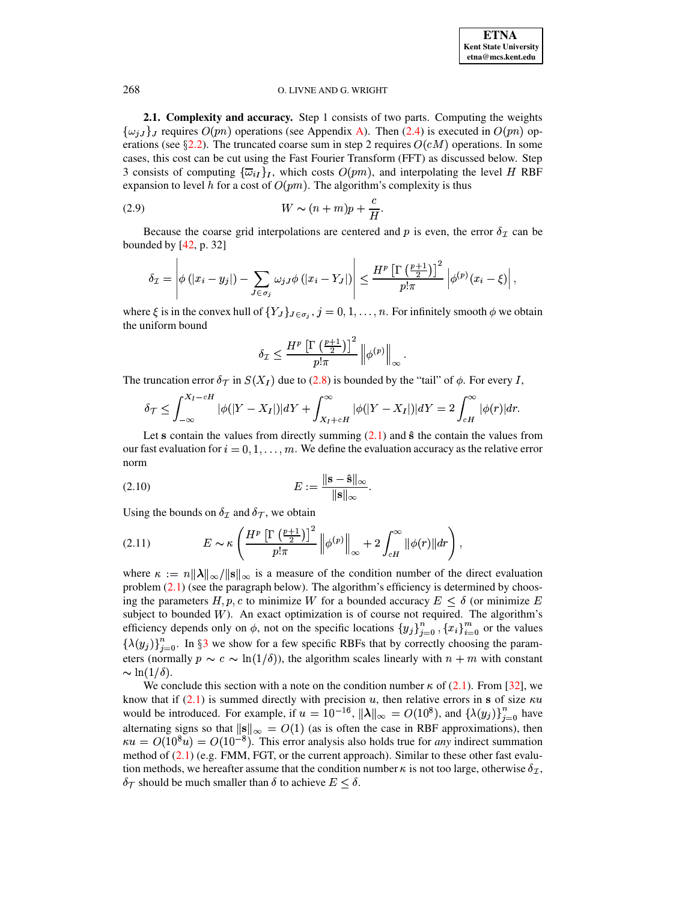**2.1. Complexity and accuracy.** Step 1 consists of two parts. Computing the weights $\{\omega_{jJ}\}_J$ requires $O(pn)$ operations (see Appendix A). Then (2.4) is executed in $O(pn)$ operations (see §2.2). The truncated coarse sum in step 2 requires $O(cM)$ operations. In some cases, this cost can be cut using the Fast Fourier Transform (FFT) as discussed below. Step 3 consists of computing $\{\overline{\omega}_{iI}\}_I$, which costs $O(pm)$, and interpolating the level $H$ RBF expansion to level $h$ for a cost of $O(pm)$. The algorithm's complexity is thus

$$W \sim (n+m)p + \frac{c}{H}. \tag{2.9}$$

Because the coarse grid interpolations are centered and $p$ is even, the error $\delta_{\mathcal{I}}$ can be bounded by [42, p. 32]

$$\delta_{\mathcal{I}} = \left| \phi\left(|x_i - y_j|\right) - \sum_{J \in \sigma_j} \omega_{jJ} \phi\left(|x_i - Y_J|\right) \right| \leq \frac{H^p \left[\Gamma\left(\frac{p+1}{2}\right)\right]^2}{p!\pi} \left| \phi^{(p)}(x_i - \xi) \right|,$$

where $\xi$ is in the convex hull of $\{Y_J\}_{J \in \sigma_j}$, $j = 0, 1, \ldots, n$. For infinitely smooth $\phi$ we obtain the uniform bound

$$\delta_{\mathcal{I}} \leq \frac{H^p \left[\Gamma\left(\frac{p+1}{2}\right)\right]^2}{p!\pi} \left\| \phi^{(p)} \right\|_\infty .$$

The truncation error $\delta_{\mathcal{T}}$ in $S(X_I)$ due to (2.8) is bounded by the "tail" of $\phi$. For every $I$,

$$\delta_{\mathcal{T}} \leq \int_{-\infty}^{X_I - cH} |\phi(|Y - X_I|)| dY + \int_{X_I + cH}^{\infty} |\phi(|Y - X_I|)| dY = 2 \int_{cH}^{\infty} |\phi(r)| dr.$$

Let $\mathbf{s}$ contain the values from directly summing (2.1) and $\hat{\mathbf{s}}$ the contain the values from our fast evaluation for $i = 0, 1, \ldots, m$. We define the evaluation accuracy as the relative error norm

$$E := \frac{\|\mathbf{s} - \hat{\mathbf{s}}\|_\infty}{\|\mathbf{s}\|_\infty}. \tag{2.10}$$

Using the bounds on $\delta_{\mathcal{I}}$ and $\delta_{\mathcal{T}}$, we obtain

$$E \sim \kappa \left( \frac{H^p \left[\Gamma\left(\frac{p+1}{2}\right)\right]^2}{p!\pi} \left\| \phi^{(p)} \right\|_\infty + 2 \int_{cH}^{\infty} \|\phi(r)\| dr \right), \tag{2.11}$$

where $\kappa := n\|\boldsymbol{\lambda}\|_\infty / \|\mathbf{s}\|_\infty$ is a measure of the condition number of the direct evaluation problem (2.1) (see the paragraph below). The algorithm's efficiency is determined by choosing the parameters $H, p, c$ to minimize $W$ for a bounded accuracy $E \leq \delta$ (or minimize $E$ subject to bounded $W$). An exact optimization is of course not required. The algorithm's efficiency depends only on $\phi$, not on the specific locations $\{y_j\}_{j=0}^n, \{x_i\}_{i=0}^m$ or the values $\{\lambda(y_j)\}_{j=0}^n$. In §3 we show for a few specific RBFs that by correctly choosing the parameters (normally $p \sim c \sim \ln(1/\delta)$), the algorithm scales linearly with $n + m$ with constant $\sim \ln(1/\delta)$.

We conclude this section with a note on the condition number $\kappa$ of (2.1). From [32], we know that if (2.1) is summed directly with precision $u$, then relative errors in $\mathbf{s}$ of size $\kappa u$ would be introduced. For example, if $u = 10^{-16}$, $\|\boldsymbol{\lambda}\|_\infty = O(10^8)$, and $\{\lambda(y_j)\}_{j=0}^n$ have alternating signs so that $\|\mathbf{s}\|_\infty = O(1)$ (as is often the case in RBF approximations), then $\kappa u = O(10^8 u) = O(10^{-8})$. This error analysis also holds true for *any* indirect summation method of (2.1) (e.g. FMM, FGT, or the current approach). Similar to these other fast evaluation methods, we hereafter assume that the condition number $\kappa$ is not too large, otherwise $\delta_{\mathcal{I}}$, $\delta_{\mathcal{T}}$ should be much smaller than $\delta$ to achieve $E \leq \delta$.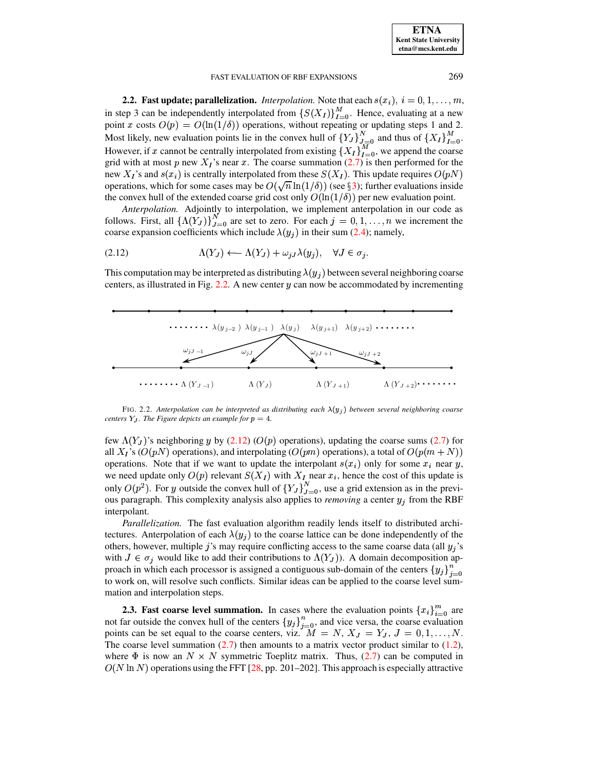**2.2. Fast update; parallelization.** *Interpolation.* Note that each $s(x_i)$, $i = 0, 1, \ldots, m$, in step 3 can be independently interpolated from $\{S(X_I)\}_{I=0}^{M}$. Hence, evaluating at a new point $x$ costs $O(p) = O(\ln(1/\delta))$ operations, without repeating or updating steps 1 and 2. Most likely, new evaluation points lie in the convex hull of $\{Y_J\}_{J=0}^{N}$ and thus of $\{X_I\}_{I=0}^{M}$. However, if $x$ cannot be centrally interpolated from existing $\{X_I\}_{I=0}^{M}$, we append the coarse grid with at most $p$ new $X_I$'s near $x$. The coarse summation (2.7) is then performed for the new $X_I$'s and $s(x_i)$ is centrally interpolated from these $S(X_I)$. This update requires $O(pN)$ operations, which for some cases may be $O(\sqrt{n}\ln(1/\delta))$ (see §3); further evaluations inside the convex hull of the extended coarse grid cost only $O(\ln(1/\delta))$ per new evaluation point.

*Anterpolation.* Adjointly to interpolation, we implement anterpolation in our code as follows. First, all $\{\Lambda(Y_J)\}_{J=0}^{N}$ are set to zero. For each $j = 0, 1, \ldots, n$ we increment the coarse expansion coefficients which include $\lambda(y_j)$ in their sum (2.4); namely,

$$\Lambda(Y_J) \longleftarrow \Lambda(Y_J) + \omega_{jJ}\lambda(y_j), \quad \forall J \in \sigma_j. \tag{2.12}$$

This computation may be interpreted as distributing $\lambda(y_j)$ between several neighboring coarse centers, as illustrated in Fig. 2.2. A new center $y$ can now be accommodated by incrementing

FIG. 2.2. *Anterpolation can be interpreted as distributing each $\lambda(y_j)$ between several neighboring coarse centers $Y_J$. The Figure depicts an example for $p = 4$.*

few $\Lambda(Y_J)$'s neighboring $y$ by (2.12) ($O(p)$ operations), updating the coarse sums (2.7) for all $X_I$'s ($O(pN)$ operations), and interpolating ($O(pm)$ operations), a total of $O(p(m+N))$ operations. Note that if we want to update the interpolant $s(x_i)$ only for some $x_i$ near $y$, we need update only $O(p)$ relevant $S(X_I)$ with $X_I$ near $x_i$, hence the cost of this update is only $O(p^2)$. For $y$ outside the convex hull of $\{Y_J\}_{J=0}^{N}$, use a grid extension as in the previous paragraph. This complexity analysis also applies to *removing* a center $y_j$ from the RBF interpolant.

*Parallelization.* The fast evaluation algorithm readily lends itself to distributed architectures. Anterpolation of each $\lambda(y_j)$ to the coarse lattice can be done independently of the others, however, multiple $j$'s may require conflicting access to the same coarse data (all $y_j$'s with $J \in \sigma_j$ would like to add their contributions to $\Lambda(Y_J)$). A domain decomposition approach in which each processor is assigned a contiguous sub-domain of the centers $\{y_j\}_{j=0}^{n}$ to work on, will resolve such conflicts. Similar ideas can be applied to the coarse level summation and interpolation steps.

**2.3. Fast coarse level summation.** In cases where the evaluation points $\{x_i\}_{i=0}^{m}$ are not far outside the convex hull of the centers $\{y_j\}_{j=0}^{n}$, and vice versa, the coarse evaluation points can be set equal to the coarse centers, viz. $M = N$, $X_J = Y_J$, $J = 0, 1, \ldots, N$. The coarse level summation (2.7) then amounts to a matrix vector product similar to (1.2), where $\Phi$ is now an $N \times N$ symmetric Toeplitz matrix. Thus, (2.7) can be computed in $O(N \ln N)$ operations using the FFT [28, pp. 201–202]. This approach is especially attractive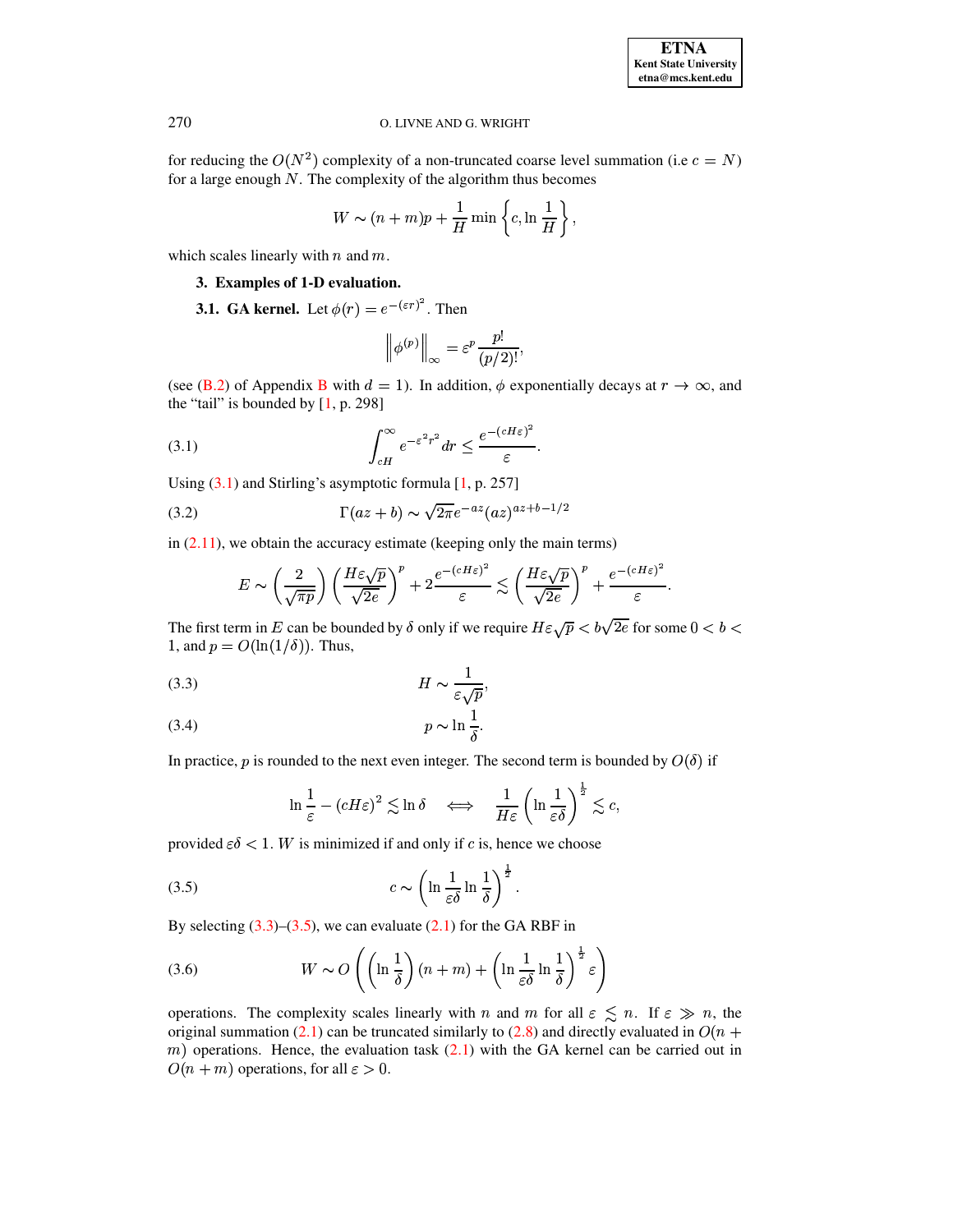for reducing the $O(N^2)$ complexity of a non-truncated coarse level summation (i.e $c = N$) for a large enough $N$. The complexity of the algorithm thus becomes

$$W \sim (n+m)p + \frac{1}{H} \min\left\{c, \ln\frac{1}{H}\right\},$$

which scales linearly with $n$ and $m$.

## 3. Examples of 1-D evaluation.

### 3.1. GA kernel.

Let $\phi(r) = e^{-(\varepsilon r)^2}$. Then

$$\left\|\phi^{(p)}\right\|_\infty = \varepsilon^p \frac{p!}{(p/2)!},$$

(see (B.2) of Appendix B with $d = 1$). In addition, $\phi$ exponentially decays at $r \to \infty$, and the "tail" is bounded by [1, p. 298]

$$\int_{cH}^{\infty} e^{-\varepsilon^2 r^2}\, dr \leq \frac{e^{-(cH\varepsilon)^2}}{\varepsilon}. \tag{3.1}$$

Using (3.1) and Stirling's asymptotic formula [1, p. 257]

$$\Gamma(az+b) \sim \sqrt{2\pi} e^{-az} (az)^{az+b-1/2} \tag{3.2}$$

in (2.11), we obtain the accuracy estimate (keeping only the main terms)

$$E \sim \left(\frac{2}{\sqrt{\pi p}}\right)\left(\frac{H\varepsilon\sqrt{p}}{\sqrt{2e}}\right)^p + 2\frac{e^{-(cH\varepsilon)^2}}{\varepsilon} \lesssim \left(\frac{H\varepsilon\sqrt{p}}{\sqrt{2e}}\right)^p + \frac{e^{-(cH\varepsilon)^2}}{\varepsilon}.$$

The first term in $E$ can be bounded by $\delta$ only if we require $H\varepsilon\sqrt{p} < b\sqrt{2e}$ for some $0 < b < 1$, and $p = O(\ln(1/\delta))$. Thus,

$$H \sim \frac{1}{\varepsilon\sqrt{p}}, \tag{3.3}$$

$$p \sim \ln\frac{1}{\delta}. \tag{3.4}$$

In practice, $p$ is rounded to the next even integer. The second term is bounded by $O(\delta)$ if

$$\ln\frac{1}{\varepsilon} - (cH\varepsilon)^2 \lesssim \ln\delta \quad \iff \quad \frac{1}{H\varepsilon}\left(\ln\frac{1}{\varepsilon\delta}\right)^{\frac{1}{2}} \lesssim c,$$

provided $\varepsilon\delta < 1$. $W$ is minimized if and only if $c$ is, hence we choose

$$c \sim \left(\ln\frac{1}{\varepsilon\delta}\ln\frac{1}{\delta}\right)^{\frac{1}{2}}. \tag{3.5}$$

By selecting (3.3)–(3.5), we can evaluate (2.1) for the GA RBF in

$$W \sim O\left(\left(\ln\frac{1}{\delta}\right)(n+m) + \left(\ln\frac{1}{\varepsilon\delta}\ln\frac{1}{\delta}\right)^{\frac{1}{2}}\varepsilon\right) \tag{3.6}$$

operations. The complexity scales linearly with $n$ and $m$ for all $\varepsilon \lesssim n$. If $\varepsilon \gg n$, the original summation (2.1) can be truncated similarly to (2.8) and directly evaluated in $O(n+m)$ operations. Hence, the evaluation task (2.1) with the GA kernel can be carried out in $O(n+m)$ operations, for all $\varepsilon > 0$.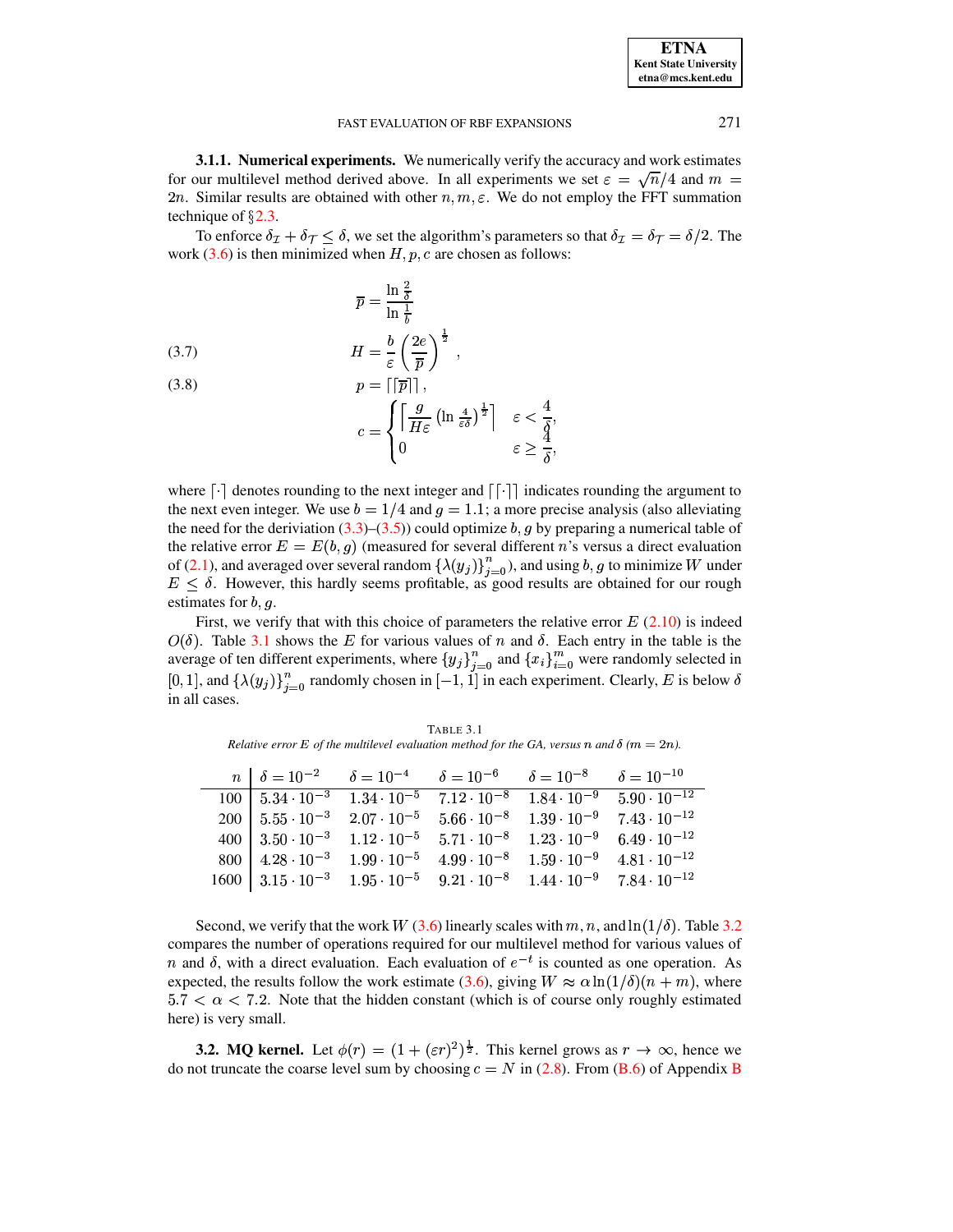**3.1.1. Numerical experiments.** We numerically verify the accuracy and work estimates for our multilevel method derived above. In all experiments we set $\varepsilon = \sqrt{n}/4$ and $m = 2n$. Similar results are obtained with other $n, m, \varepsilon$. We do not employ the FFT summation technique of §2.3.

To enforce $\delta_{\mathcal{I}} + \delta_{\mathcal{T}} \leq \delta$, we set the algorithm's parameters so that $\delta_{\mathcal{I}} = \delta_{\mathcal{T}} = \delta/2$. The work (3.6) is then minimized when $H, p, c$ are chosen as follows:

$$\overline{p} = \frac{\ln \frac{2}{\delta}}{\ln \frac{1}{b}}$$

$$H = \frac{b}{\varepsilon} \left( \frac{2e}{\overline{p}} \right)^{\frac{1}{2}}, \tag{3.7}$$

$$p = \lceil\lceil \overline{p} \rceil\rceil, \tag{3.8}$$

$$c = \begin{cases} \left\lceil \frac{g}{H\varepsilon} \left( \ln \frac{4}{\varepsilon \delta} \right)^{\frac{1}{2}} \right\rceil & \varepsilon < \frac{4}{\delta}, \\ 0 & \varepsilon \geq \frac{4}{\delta}, \end{cases}$$

where $\lceil \cdot \rceil$ denotes rounding to the next integer and $\lceil\lceil \cdot \rceil\rceil$ indicates rounding the argument to the next even integer. We use $b = 1/4$ and $g = 1.1$; a more precise analysis (also alleviating the need for the deriviation (3.3)–(3.5)) could optimize $b, g$ by preparing a numerical table of the relative error $E = E(b, g)$ (measured for several different $n$'s versus a direct evaluation of (2.1), and averaged over several random $\{\lambda(y_j)\}_{j=0}^{n}$), and using $b, g$ to minimize $W$ under $E \leq \delta$. However, this hardly seems profitable, as good results are obtained for our rough estimates for $b, g$.

First, we verify that with this choice of parameters the relative error $E$ (2.10) is indeed $O(\delta)$. Table 3.1 shows the $E$ for various values of $n$ and $\delta$. Each entry in the table is the average of ten different experiments, where $\{y_j\}_{j=0}^{n}$ and $\{x_i\}_{i=0}^{m}$ were randomly selected in $[0, 1]$, and $\{\lambda(y_j)\}_{j=0}^{n}$ randomly chosen in $[-1, 1]$ in each experiment. Clearly, $E$ is below $\delta$ in all cases.

TABLE 3.1
*Relative error $E$ of the multilevel evaluation method for the GA, versus $n$ and $\delta$ ($m = 2n$).*

| $n$ | $\delta = 10^{-2}$ | $\delta = 10^{-4}$ | $\delta = 10^{-6}$ | $\delta = 10^{-8}$ | $\delta = 10^{-10}$ |
|---|---|---|---|---|---|
| 100 | $5.34 \cdot 10^{-3}$ | $1.34 \cdot 10^{-5}$ | $7.12 \cdot 10^{-8}$ | $1.84 \cdot 10^{-9}$ | $5.90 \cdot 10^{-12}$ |
| 200 | $5.55 \cdot 10^{-3}$ | $2.07 \cdot 10^{-5}$ | $5.66 \cdot 10^{-8}$ | $1.39 \cdot 10^{-9}$ | $7.43 \cdot 10^{-12}$ |
| 400 | $3.50 \cdot 10^{-3}$ | $1.12 \cdot 10^{-5}$ | $5.71 \cdot 10^{-8}$ | $1.23 \cdot 10^{-9}$ | $6.49 \cdot 10^{-12}$ |
| 800 | $4.28 \cdot 10^{-3}$ | $1.99 \cdot 10^{-5}$ | $4.99 \cdot 10^{-8}$ | $1.59 \cdot 10^{-9}$ | $4.81 \cdot 10^{-12}$ |
| 1600 | $3.15 \cdot 10^{-3}$ | $1.95 \cdot 10^{-5}$ | $9.21 \cdot 10^{-8}$ | $1.44 \cdot 10^{-9}$ | $7.84 \cdot 10^{-12}$ |

Second, we verify that the work $W$ (3.6) linearly scales with $m, n$, and $\ln(1/\delta)$. Table 3.2 compares the number of operations required for our multilevel method for various values of $n$ and $\delta$, with a direct evaluation. Each evaluation of $e^{-t}$ is counted as one operation. As expected, the results follow the work estimate (3.6), giving $W \approx \alpha \ln(1/\delta)(n + m)$, where $5.7 < \alpha < 7.2$. Note that the hidden constant (which is of course only roughly estimated here) is very small.

**3.2. MQ kernel.** Let $\phi(r) = (1 + (\varepsilon r)^2)^{\frac{1}{2}}$. This kernel grows as $r \to \infty$, hence we do not truncate the coarse level sum by choosing $c = N$ in (2.8). From (B.6) of Appendix B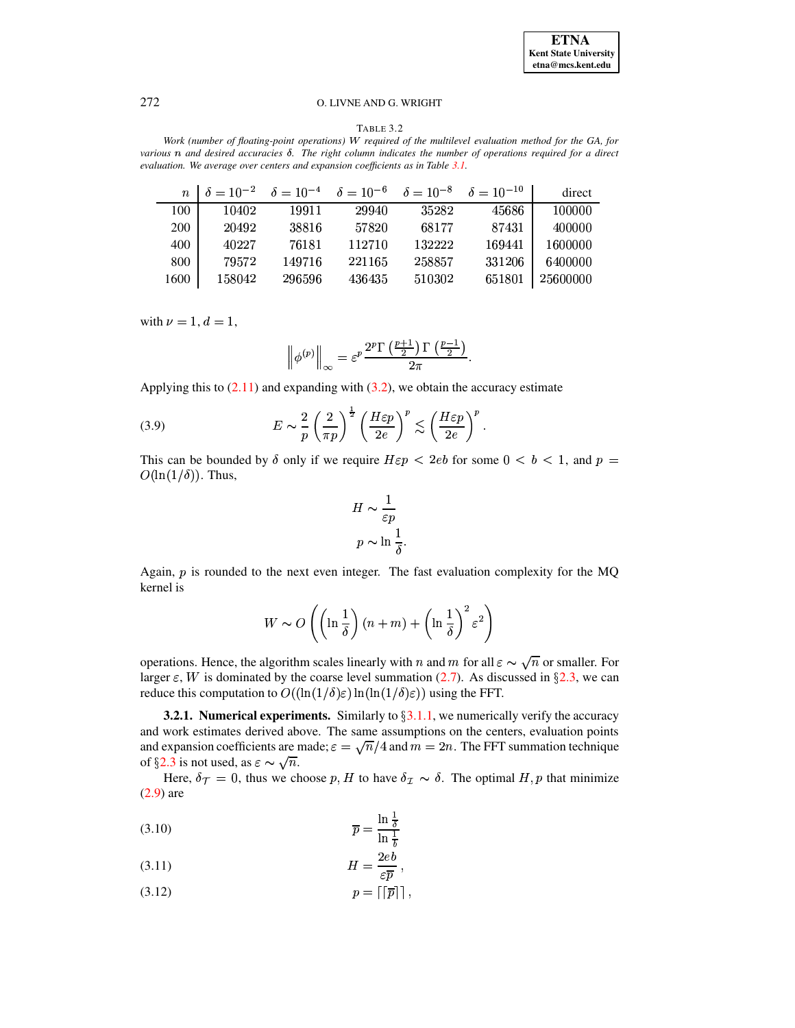TABLE 3.2

*Work (number of floating-point operations) $W$ required of the multilevel evaluation method for the GA, for various $n$ and desired accuracies $\delta$. The right column indicates the number of operations required for a direct evaluation. We average over centers and expansion coefficients as in Table 3.1.*

| $n$ | $\delta = 10^{-2}$ | $\delta = 10^{-4}$ | $\delta = 10^{-6}$ | $\delta = 10^{-8}$ | $\delta = 10^{-10}$ | direct |
|---|---|---|---|---|---|---|
| 100 | 10402 | 19911 | 29940 | 35282 | 45686 | 100000 |
| 200 | 20492 | 38816 | 57820 | 68177 | 87431 | 400000 |
| 400 | 40227 | 76181 | 112710 | 132222 | 169441 | 1600000 |
| 800 | 79572 | 149716 | 221165 | 258857 | 331206 | 6400000 |
| 1600 | 158042 | 296596 | 436435 | 510302 | 651801 | 25600000 |

with $\nu = 1, d = 1$,

$$\left\| \phi^{(p)} \right\|_{\infty} = \varepsilon^p \frac{2^p \Gamma\left(\frac{p+1}{2}\right) \Gamma\left(\frac{p-1}{2}\right)}{2\pi}.$$

Applying this to (2.11) and expanding with (3.2), we obtain the accuracy estimate

$$E \sim \frac{2}{p} \left(\frac{2}{\pi p}\right)^{\frac{1}{2}} \left(\frac{H \varepsilon p}{2e}\right)^p \lesssim \left(\frac{H \varepsilon p}{2e}\right)^p. \tag{3.9}$$

This can be bounded by $\delta$ only if we require $H\varepsilon p < 2eb$ for some $0 < b < 1$, and $p = O(\ln(1/\delta))$. Thus,

$$H \sim \frac{1}{\varepsilon p}$$
$$p \sim \ln \frac{1}{\delta}.$$

Again, $p$ is rounded to the next even integer. The fast evaluation complexity for the MQ kernel is

$$W \sim O\left(\left(\ln \frac{1}{\delta}\right)(n+m) + \left(\ln \frac{1}{\delta}\right)^2 \varepsilon^2\right)$$

operations. Hence, the algorithm scales linearly with $n$ and $m$ for all $\varepsilon \sim \sqrt{n}$ or smaller. For larger $\varepsilon$, $W$ is dominated by the coarse level summation (2.7). As discussed in §2.3, we can reduce this computation to $O((\ln(1/\delta)\varepsilon) \ln(\ln(1/\delta)\varepsilon))$ using the FFT.

**3.2.1. Numerical experiments.** Similarly to §3.1.1, we numerically verify the accuracy and work estimates derived above. The same assumptions on the centers, evaluation points and expansion coefficients are made; $\varepsilon = \sqrt{n}/4$ and $m = 2n$. The FFT summation technique of §2.3 is not used, as $\varepsilon \sim \sqrt{n}$.

Here, $\delta_{\mathcal{T}} = 0$, thus we choose $p, H$ to have $\delta_{\mathcal{I}} \sim \delta$. The optimal $H, p$ that minimize (2.9) are

$$\overline{p} = \frac{\ln \frac{1}{\delta}}{\ln \frac{1}{b}} \tag{3.10}$$

$$H = \frac{2eb}{\varepsilon \overline{p}}, \tag{3.11}$$

$$p = \lceil \lceil \overline{p} \rceil \rceil, \tag{3.12}$$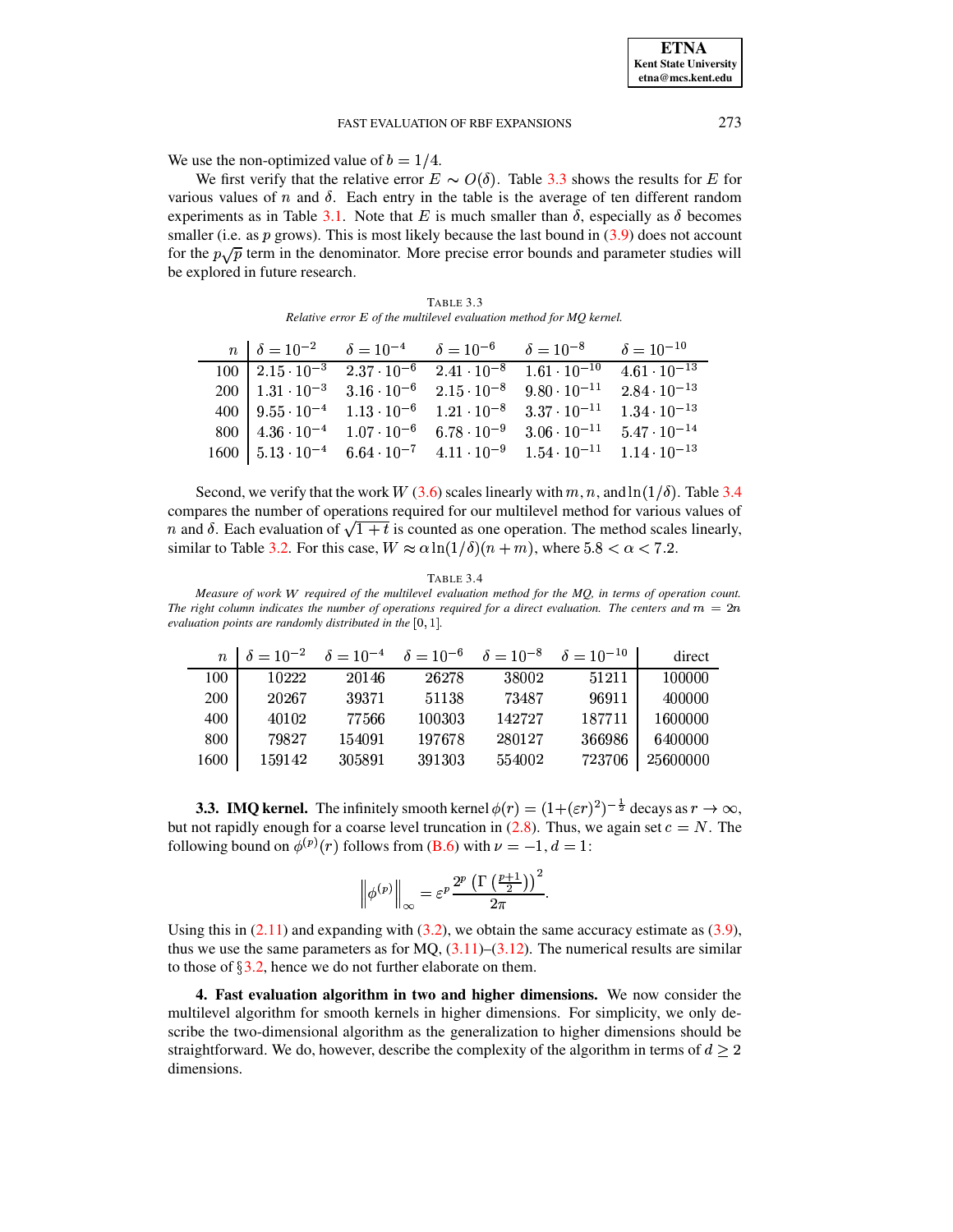We use the non-optimized value of $b = 1/4$.

We first verify that the relative error $E \sim O(\delta)$. Table 3.3 shows the results for $E$ for various values of $n$ and $\delta$. Each entry in the table is the average of ten different random experiments as in Table 3.1. Note that $E$ is much smaller than $\delta$, especially as $\delta$ becomes smaller (i.e. as $p$ grows). This is most likely because the last bound in (3.9) does not account for the $p\sqrt{p}$ term in the denominator. More precise error bounds and parameter studies will be explored in future research.

TABLE 3.3
*Relative error $E$ of the multilevel evaluation method for MQ kernel.*

| $n$ | $\delta = 10^{-2}$ | $\delta = 10^{-4}$ | $\delta = 10^{-6}$ | $\delta = 10^{-8}$ | $\delta = 10^{-10}$ |
|---|---|---|---|---|---|
| 100 | $2.15 \cdot 10^{-3}$ | $2.37 \cdot 10^{-6}$ | $2.41 \cdot 10^{-8}$ | $1.61 \cdot 10^{-10}$ | $4.61 \cdot 10^{-13}$ |
| 200 | $1.31 \cdot 10^{-3}$ | $3.16 \cdot 10^{-6}$ | $2.15 \cdot 10^{-8}$ | $9.80 \cdot 10^{-11}$ | $2.84 \cdot 10^{-13}$ |
| 400 | $9.55 \cdot 10^{-4}$ | $1.13 \cdot 10^{-6}$ | $1.21 \cdot 10^{-8}$ | $3.37 \cdot 10^{-11}$ | $1.34 \cdot 10^{-13}$ |
| 800 | $4.36 \cdot 10^{-4}$ | $1.07 \cdot 10^{-6}$ | $6.78 \cdot 10^{-9}$ | $3.06 \cdot 10^{-11}$ | $5.47 \cdot 10^{-14}$ |
| 1600 | $5.13 \cdot 10^{-4}$ | $6.64 \cdot 10^{-7}$ | $4.11 \cdot 10^{-9}$ | $1.54 \cdot 10^{-11}$ | $1.14 \cdot 10^{-13}$ |

Second, we verify that the work $W$ (3.6) scales linearly with $m, n$, and $\ln(1/\delta)$. Table 3.4 compares the number of operations required for our multilevel method for various values of $n$ and $\delta$. Each evaluation of $\sqrt{1+t}$ is counted as one operation. The method scales linearly, similar to Table 3.2. For this case, $W \approx \alpha \ln(1/\delta)(n+m)$, where $5.8 < \alpha < 7.2$.

TABLE 3.4
*Measure of work $W$ required of the multilevel evaluation method for the MQ, in terms of operation count. The right column indicates the number of operations required for a direct evaluation. The centers and $m = 2n$ evaluation points are randomly distributed in the $[0, 1]$.*

| $n$ | $\delta = 10^{-2}$ | $\delta = 10^{-4}$ | $\delta = 10^{-6}$ | $\delta = 10^{-8}$ | $\delta = 10^{-10}$ | direct |
|---|---|---|---|---|---|---|
| 100 | 10222 | 20146 | 26278 | 38002 | 51211 | 100000 |
| 200 | 20267 | 39371 | 51138 | 73487 | 96911 | 400000 |
| 400 | 40102 | 77566 | 100303 | 142727 | 187711 | 1600000 |
| 800 | 79827 | 154091 | 197678 | 280127 | 366986 | 6400000 |
| 1600 | 159142 | 305891 | 391303 | 554002 | 723706 | 25600000 |

**3.3. IMQ kernel.** The infinitely smooth kernel $\phi(r) = (1+(\varepsilon r)^2)^{-\frac{1}{2}}$ decays as $r \to \infty$, but not rapidly enough for a coarse level truncation in (2.8). Thus, we again set $c = N$. The following bound on $\phi^{(p)}(r)$ follows from (B.6) with $\nu = -1, d = 1$:

$$\left\| \phi^{(p)} \right\|_{\infty} = \varepsilon^p \frac{2^p \left(\Gamma\left(\frac{p+1}{2}\right)\right)^2}{2\pi}.$$

Using this in (2.11) and expanding with (3.2), we obtain the same accuracy estimate as (3.9), thus we use the same parameters as for MQ, (3.11)–(3.12). The numerical results are similar to those of §3.2, hence we do not further elaborate on them.

## 4. Fast evaluation algorithm in two and higher dimensions.

We now consider the multilevel algorithm for smooth kernels in higher dimensions. For simplicity, we only describe the two-dimensional algorithm as the generalization to higher dimensions should be straightforward. We do, however, describe the complexity of the algorithm in terms of $d \geq 2$ dimensions.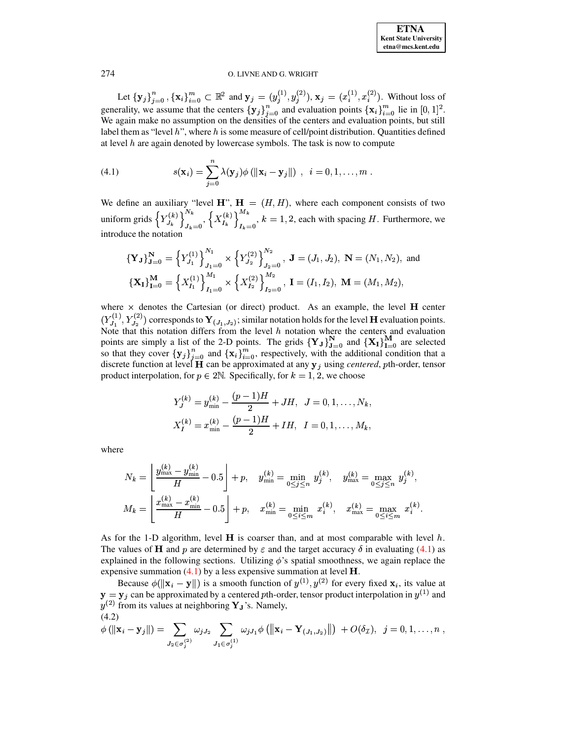Let $\{\mathbf{y}_j\}_{j=0}^n, \{\mathbf{x}_i\}_{i=0}^m \subset \mathbb{R}^2$ and $\mathbf{y}_j = (y_j^{(1)}, y_j^{(2)})$, $\mathbf{x}_j = (x_i^{(1)}, x_i^{(2)})$. Without loss of generality, we assume that the centers $\{\mathbf{y}_j\}_{j=0}^n$ and evaluation points $\{\mathbf{x}_i\}_{i=0}^m$ lie in $[0,1]^2$. We again make no assumption on the densities of the centers and evaluation points, but still label them as "level $h$", where $h$ is some measure of cell/point distribution. Quantities defined at level $h$ are again denoted by lowercase symbols. The task is now to compute

$$s(\mathbf{x}_i) = \sum_{j=0}^{n} \lambda(\mathbf{y}_j)\phi\left(\|\mathbf{x}_i - \mathbf{y}_j\|\right) \ , \quad i = 0, 1, \ldots, m \ . \tag{4.1}$$

We define an auxiliary "level $\mathbf{H}$", $\mathbf{H} = (H, H)$, where each component consists of two uniform grids $\left\{Y_{J_k}^{(k)}\right\}_{J_k=0}^{N_k}$, $\left\{X_{I_k}^{(k)}\right\}_{I_k=0}^{M_k}$, $k = 1, 2$, each with spacing $H$. Furthermore, we introduce the notation

$$\{\mathbf{Y}_\mathbf{J}\}_{\mathbf{J}=0}^{\mathbf{N}} = \left\{Y_{J_1}^{(1)}\right\}_{J_1=0}^{N_1} \times \left\{Y_{J_2}^{(2)}\right\}_{J_2=0}^{N_2}, \ \mathbf{J} = (J_1, J_2), \ \mathbf{N} = (N_1, N_2), \text{ and}$$
$$\{\mathbf{X}_\mathbf{I}\}_{\mathbf{I}=0}^{\mathbf{M}} = \left\{X_{I_1}^{(1)}\right\}_{I_1=0}^{M_1} \times \left\{X_{I_2}^{(2)}\right\}_{I_2=0}^{M_2}, \ \mathbf{I} = (I_1, I_2), \ \mathbf{M} = (M_1, M_2),$$

where $\times$ denotes the Cartesian (or direct) product. As an example, the level $\mathbf{H}$ center $(Y_{J_1}^{(1)}, Y_{J_2}^{(2)})$ corresponds to $\mathbf{Y}_{(J_1,J_2)}$; similar notation holds for the level $\mathbf{H}$ evaluation points. Note that this notation differs from the level $h$ notation where the centers and evaluation points are simply a list of the 2-D points. The grids $\{\mathbf{Y}_\mathbf{J}\}_{\mathbf{J}=0}^{\mathbf{N}}$ and $\{\mathbf{X}_\mathbf{I}\}_{\mathbf{I}=0}^{\mathbf{M}}$ are selected so that they cover $\{\mathbf{y}_j\}_{j=0}^n$ and $\{\mathbf{x}_i\}_{i=0}^m$, respectively, with the additional condition that a discrete function at level $\mathbf{H}$ can be approximated at any $\mathbf{y}_j$ using *centered*, $p$th-order, tensor product interpolation, for $p \in 2\mathbb{N}$. Specifically, for $k = 1, 2$, we choose

$$Y_J^{(k)} = y_{\min}^{(k)} - \frac{(p-1)H}{2} + JH, \quad J = 0, 1, \ldots, N_k,$$
$$X_I^{(k)} = x_{\min}^{(k)} - \frac{(p-1)H}{2} + IH, \quad I = 0, 1, \ldots, M_k,$$

where

$$N_k = \left\lfloor \frac{y_{\max}^{(k)} - y_{\min}^{(k)}}{H} - 0.5 \right\rfloor + p, \quad y_{\min}^{(k)} = \min_{0 \le j \le n} y_j^{(k)}, \quad y_{\max}^{(k)} = \max_{0 \le j \le n} y_j^{(k)},$$
$$M_k = \left\lfloor \frac{x_{\max}^{(k)} - x_{\min}^{(k)}}{H} - 0.5 \right\rfloor + p, \quad x_{\min}^{(k)} = \min_{0 \le i \le m} x_i^{(k)}, \quad x_{\max}^{(k)} = \max_{0 \le i \le m} x_i^{(k)}.$$

As for the 1-D algorithm, level $\mathbf{H}$ is coarser than, and at most comparable with level $h$. The values of $\mathbf{H}$ and $p$ are determined by $\varepsilon$ and the target accuracy $\delta$ in evaluating (4.1) as explained in the following sections. Utilizing $\phi$'s spatial smoothness, we again replace the expensive summation (4.1) by a less expensive summation at level $\mathbf{H}$.

Because $\phi(\|\mathbf{x}_i - \mathbf{y}\|)$ is a smooth function of $y^{(1)}, y^{(2)}$ for every fixed $\mathbf{x}_i$, its value at $\mathbf{y} = \mathbf{y}_j$ can be approximated by a centered $p$th-order, tensor product interpolation in $y^{(1)}$ and $y^{(2)}$ from its values at neighboring $\mathbf{Y}_\mathbf{J}$'s. Namely,

$$\phi\left(\|\mathbf{x}_i - \mathbf{y}_j\|\right) = \sum_{J_2 \in \sigma_j^{(2)}} \omega_{jJ_2} \sum_{J_1 \in \sigma_j^{(1)}} \omega_{jJ_1} \phi\left(\left\|\mathbf{x}_i - \mathbf{Y}_{(J_1,J_2)}\right\|\right) + O(\delta_{\mathcal{I}}), \quad j = 0, 1, \ldots, n \ , \tag{4.2}$$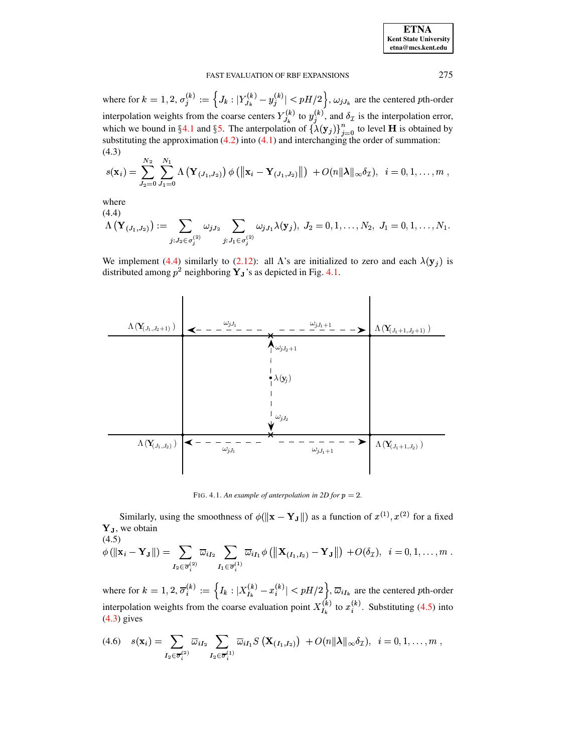where for $k = 1, 2$, $\sigma_j^{(k)} := \left\{ J_k : |Y_{J_k}^{(k)} - y_j^{(k)}| < pH/2 \right\}$, $\omega_{jJ_k}$ are the centered $p$th-order interpolation weights from the coarse centers $Y_{J_k}^{(k)}$ to $y_j^{(k)}$, and $\delta_{\mathcal{I}}$ is the interpolation error, which we bound in §4.1 and §5. The anterpolation of $\{\lambda(\mathbf{y}_j)\}_{j=0}^{n}$ to level $\mathbf{H}$ is obtained by substituting the approximation (4.2) into (4.1) and interchanging the order of summation:

(4.3)

$$s(\mathbf{x}_i) = \sum_{J_2=0}^{N_2} \sum_{J_1=0}^{N_1} \Lambda\left(\mathbf{Y}_{(J_1,J_2)}\right) \phi\left(\left\|\mathbf{x}_i - \mathbf{Y}_{(J_1,J_2)}\right\|\right) + O(n\|\boldsymbol{\lambda}\|_\infty \delta_{\mathcal{I}}), \quad i = 0, 1, \ldots, m\,,$$

where

(4.4)

$$\Lambda\left(\mathbf{Y}_{(J_1,J_2)}\right) := \sum_{j:\, J_2 \in \sigma_j^{(2)}} \omega_{jJ_2} \sum_{j:\, J_1 \in \sigma_j^{(2)}} \omega_{jJ_1} \lambda(\mathbf{y}_j), \; J_2 = 0, 1, \ldots, N_2, \; J_1 = 0, 1, \ldots, N_1.$$

We implement (4.4) similarly to (2.12): all $\Lambda$'s are initialized to zero and each $\lambda(\mathbf{y}_j)$ is distributed among $p^2$ neighboring $\mathbf{Y}_\mathbf{J}$'s as depicted in Fig. 4.1.

FIG. 4.1. *An example of anterpolation in 2D for $p = 2$.*

Similarly, using the smoothness of $\phi(\|\mathbf{x} - \mathbf{Y}_\mathbf{J}\|)$ as a function of $x^{(1)}, x^{(2)}$ for a fixed $\mathbf{Y}_\mathbf{J}$, we obtain

(4.5)

$$\phi\left(\|\mathbf{x}_i - \mathbf{Y}_\mathbf{J}\|\right) = \sum_{I_2 \in \overline{\sigma}_i^{(2)}} \overline{\omega}_{iI_2} \sum_{I_1 \in \overline{\sigma}_i^{(1)}} \overline{\omega}_{iI_1} \phi\left(\left\|\mathbf{X}_{(I_1,I_2)} - \mathbf{Y}_\mathbf{J}\right\|\right) + O(\delta_{\mathcal{I}}), \quad i = 0, 1, \ldots, m\,.$$

where for $k = 1, 2$, $\overline{\sigma}_i^{(k)} := \left\{ I_k : |X_{I_k}^{(k)} - x_i^{(k)}| < pH/2 \right\}$, $\overline{\omega}_{iI_k}$ are the centered $p$th-order interpolation weights from the coarse evaluation point $X_{I_k}^{(k)}$ to $x_i^{(k)}$. Substituting (4.5) into (4.3) gives

$$(4.6) \quad s(\mathbf{x}_i) = \sum_{I_2 \in \overline{\sigma}_i^{(2)}} \overline{\omega}_{iI_2} \sum_{I_2 \in \overline{\sigma}_i^{(1)}} \overline{\omega}_{iI_1} S\left(\mathbf{X}_{(I_1,I_2)}\right) + O(n\|\boldsymbol{\lambda}\|_\infty \delta_{\mathcal{I}}), \quad i = 0, 1, \ldots, m\,,$$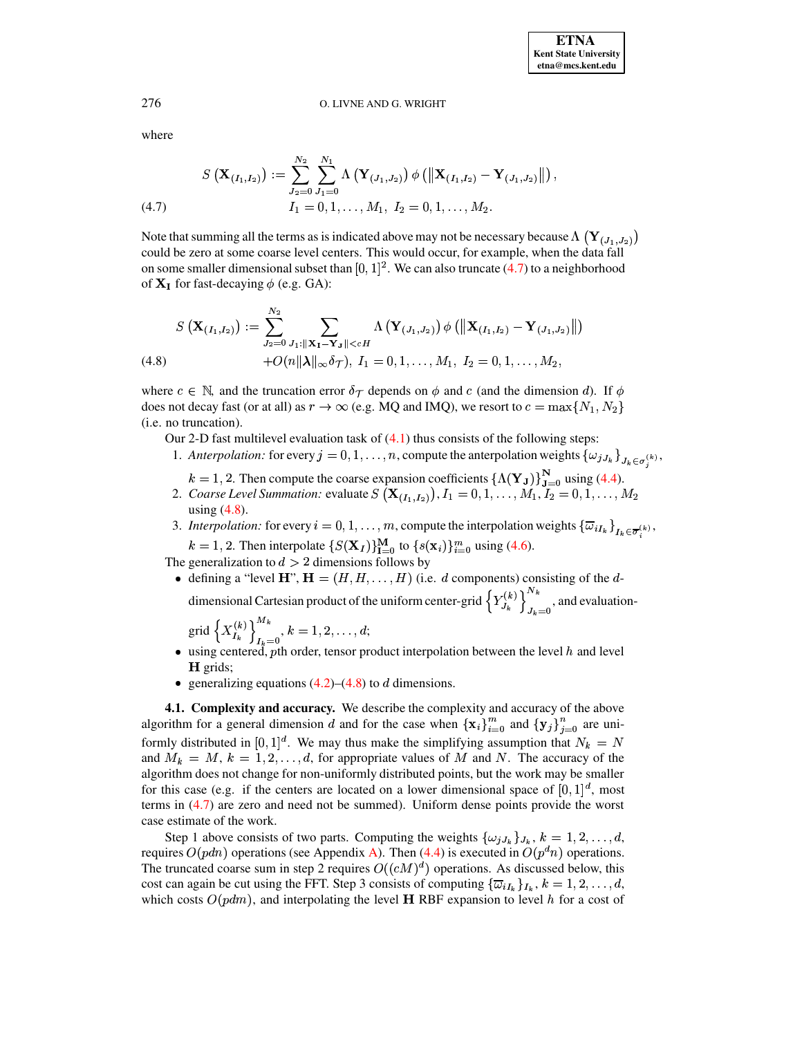where

$$S\left(\mathbf{X}_{(I_1,I_2)}\right) := \sum_{J_2=0}^{N_2} \sum_{J_1=0}^{N_1} \Lambda\left(\mathbf{Y}_{(J_1,J_2)}\right) \phi\left(\left\|\mathbf{X}_{(I_1,I_2)} - \mathbf{Y}_{(J_1,J_2)}\right\|\right),$$

$$I_1 = 0,1,\ldots,M_1,\ I_2 = 0,1,\ldots,M_2. \tag{4.7}$$

Note that summing all the terms as is indicated above may not be necessary because $\Lambda\left(\mathbf{Y}_{(J_1,J_2)}\right)$ could be zero at some coarse level centers. This would occur, for example, when the data fall on some smaller dimensional subset than $[0,1]^2$. We can also truncate (4.7) to a neighborhood of $\mathbf{X_I}$ for fast-decaying $\phi$ (e.g. GA):

$$S\left(\mathbf{X}_{(I_1,I_2)}\right) := \sum_{J_2=0}^{N_2} \sum_{J_1:\|\mathbf{X_I}-\mathbf{Y_J}\|<cH} \Lambda\left(\mathbf{Y}_{(J_1,J_2)}\right) \phi\left(\left\|\mathbf{X}_{(I_1,I_2)} - \mathbf{Y}_{(J_1,J_2)}\right\|\right)$$

$$+O(n\|\boldsymbol{\lambda}\|_\infty \delta_{\mathcal{T}}),\ I_1 = 0,1,\ldots,M_1,\ I_2 = 0,1,\ldots,M_2, \tag{4.8}$$

where $c \in \mathbb{N}$, and the truncation error $\delta_{\mathcal{T}}$ depends on $\phi$ and $c$ (and the dimension $d$). If $\phi$ does not decay fast (or at all) as $r \to \infty$ (e.g. MQ and IMQ), we resort to $c = \max\{N_1, N_2\}$ (i.e. no truncation).

Our 2-D fast multilevel evaluation task of (4.1) thus consists of the following steps:

1. *Anterpolation:* for every $j = 0,1,\ldots,n$, compute the anterpolation weights $\{\omega_{jJ_k}\}_{J_k \in \sigma_j^{(k)}}$, $k = 1,2$. Then compute the coarse expansion coefficients $\{\Lambda(\mathbf{Y_J})\}_{\mathbf{J}=0}^{\mathbf{N}}$ using (4.4).
2. *Coarse Level Summation:* evaluate $S\left(\mathbf{X}_{(I_1,I_2)}\right), I_1 = 0,1,\ldots,M_1, I_2 = 0,1,\ldots,M_2$ using (4.8).
3. *Interpolation:* for every $i = 0,1,\ldots,m$, compute the interpolation weights $\{\overline{\omega}_{iI_k}\}_{I_k \in \overline{\sigma}_i^{(k)}}$, $k = 1,2$. Then interpolate $\{S(\mathbf{X}_I)\}_{\mathbf{I}=0}^{\mathbf{M}}$ to $\{s(\mathbf{x}_i)\}_{i=0}^m$ using (4.6).

The generalization to $d > 2$ dimensions follows by

- defining a "level $\mathbf{H}$", $\mathbf{H} = (H, H, \ldots, H)$ (i.e. $d$ components) consisting of the $d$-dimensional Cartesian product of the uniform center-grid $\left\{Y_{J_k}^{(k)}\right\}_{J_k=0}^{N_k}$, and evaluation-grid $\left\{X_{I_k}^{(k)}\right\}_{I_k=0}^{M_k}$, $k = 1,2,\ldots,d$;
- using centered, $p$th order, tensor product interpolation between the level $h$ and level $\mathbf{H}$ grids;
- generalizing equations (4.2)–(4.8) to $d$ dimensions.

### 4.1. Complexity and accuracy.

We describe the complexity and accuracy of the above algorithm for a general dimension $d$ and for the case when $\{\mathbf{x}_i\}_{i=0}^m$ and $\{\mathbf{y}_j\}_{j=0}^n$ are uniformly distributed in $[0,1]^d$. We may thus make the simplifying assumption that $N_k = N$ and $M_k = M$, $k = 1,2,\ldots,d$, for appropriate values of $M$ and $N$. The accuracy of the algorithm does not change for non-uniformly distributed points, but the work may be smaller for this case (e.g. if the centers are located on a lower dimensional space of $[0,1]^d$, most terms in (4.7) are zero and need not be summed). Uniform dense points provide the worst case estimate of the work.

Step 1 above consists of two parts. Computing the weights $\{\omega_{jJ_k}\}_{J_k}$, $k = 1,2,\ldots,d$, requires $O(pdn)$ operations (see Appendix A). Then (4.4) is executed in $O(p^d n)$ operations. The truncated coarse sum in step 2 requires $O((cM)^d)$ operations. As discussed below, this cost can again be cut using the FFT. Step 3 consists of computing $\{\overline{\omega}_{iI_k}\}_{I_k}$, $k = 1,2,\ldots,d$, which costs $O(pdm)$, and interpolating the level $\mathbf{H}$ RBF expansion to level $h$ for a cost of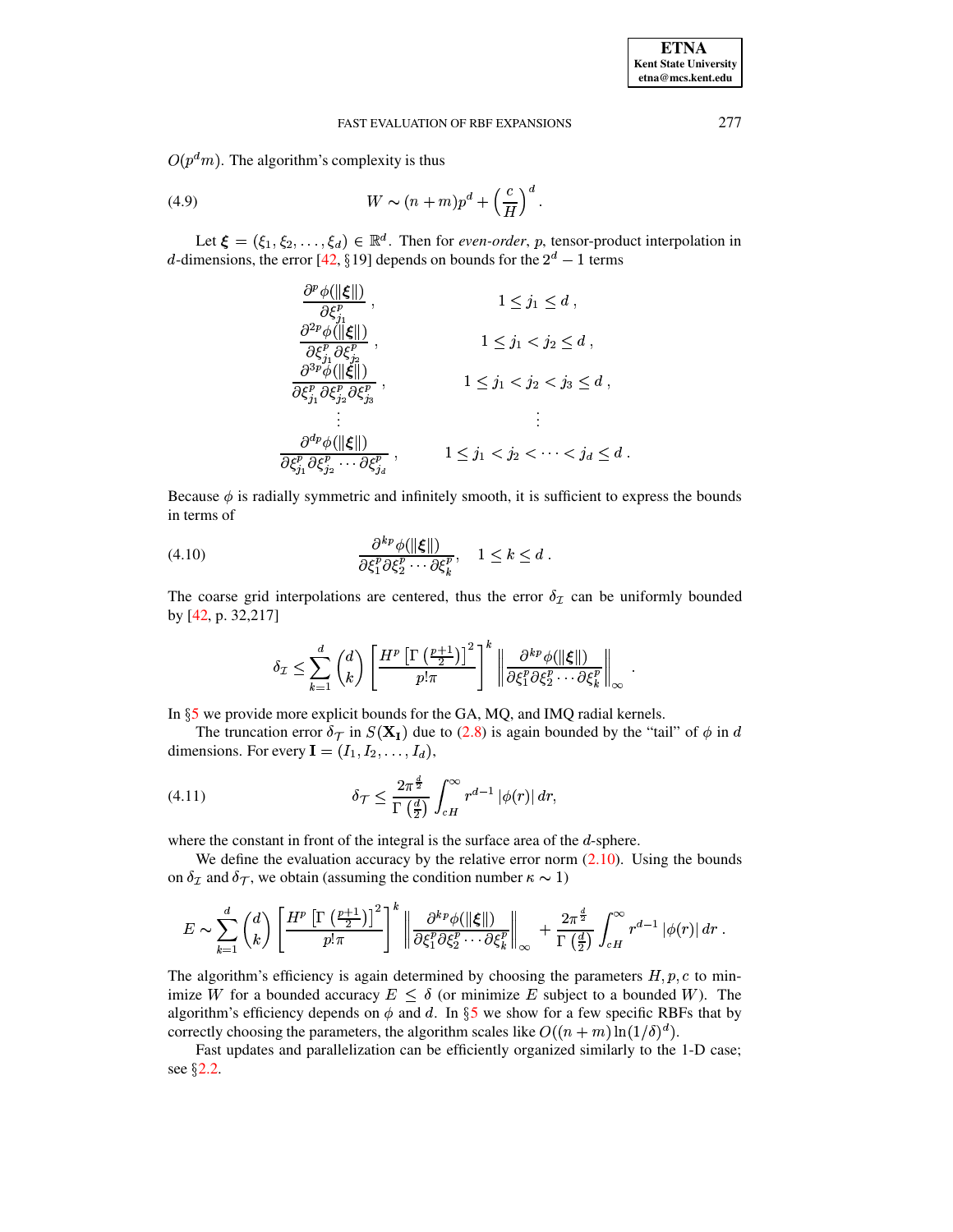$O(p^d m)$. The algorithm's complexity is thus

$$W \sim (n+m)p^d + \left(\frac{c}{H}\right)^d. \tag{4.9}$$

Let $\boldsymbol{\xi} = (\xi_1, \xi_2, \ldots, \xi_d) \in \mathbb{R}^d$. Then for *even-order*, $p$, tensor-product interpolation in $d$-dimensions, the error [42, §19] depends on bounds for the $2^d - 1$ terms

$$
\begin{array}{ll}
\dfrac{\partial^p \phi(\|\boldsymbol{\xi}\|)}{\partial \xi_{j_1}^p}\,, & 1 \le j_1 \le d\,, \\
\dfrac{\partial^{2p} \phi(\|\boldsymbol{\xi}\|)}{\partial \xi_{j_1}^p \partial \xi_{j_2}^p}\,, & 1 \le j_1 < j_2 \le d\,, \\
\dfrac{\partial^{3p} \phi(\|\boldsymbol{\xi}\|)}{\partial \xi_{j_1}^p \partial \xi_{j_2}^p \partial \xi_{j_3}^p}\,, & 1 \le j_1 < j_2 < j_3 \le d\,, \\
\vdots & \vdots \\
\dfrac{\partial^{dp} \phi(\|\boldsymbol{\xi}\|)}{\partial \xi_{j_1}^p \partial \xi_{j_2}^p \cdots \partial \xi_{j_d}^p}\,, & 1 \le j_1 < j_2 < \cdots < j_d \le d\,.
\end{array}
$$

Because $\phi$ is radially symmetric and infinitely smooth, it is sufficient to express the bounds in terms of

$$\frac{\partial^{kp} \phi(\|\boldsymbol{\xi}\|)}{\partial \xi_1^p \partial \xi_2^p \cdots \partial \xi_k^p}, \quad 1 \le k \le d\,. \tag{4.10}$$

The coarse grid interpolations are centered, thus the error $\delta_{\mathcal{I}}$ can be uniformly bounded by [42, p. 32,217]

$$\delta_{\mathcal{I}} \le \sum_{k=1}^{d} \binom{d}{k} \left[\frac{H^p \left[\Gamma\left(\frac{p+1}{2}\right)\right]^2}{p!\pi}\right]^k \left\| \frac{\partial^{kp} \phi(\|\boldsymbol{\xi}\|)}{\partial \xi_1^p \partial \xi_2^p \cdots \partial \xi_k^p} \right\|_\infty .$$

In §5 we provide more explicit bounds for the GA, MQ, and IMQ radial kernels.

The truncation error $\delta_{\mathcal{T}}$ in $S(\mathbf{X_I})$ due to (2.8) is again bounded by the "tail" of $\phi$ in $d$ dimensions. For every $\mathbf{I} = (I_1, I_2, \ldots, I_d)$,

$$\delta_{\mathcal{T}} \le \frac{2\pi^{\frac{d}{2}}}{\Gamma\left(\frac{d}{2}\right)} \int_{cH}^{\infty} r^{d-1} \left|\phi(r)\right| dr, \tag{4.11}$$

where the constant in front of the integral is the surface area of the $d$-sphere.

We define the evaluation accuracy by the relative error norm (2.10). Using the bounds on $\delta_{\mathcal{I}}$ and $\delta_{\mathcal{T}}$, we obtain (assuming the condition number $\kappa \sim 1$)

$$E \sim \sum_{k=1}^{d} \binom{d}{k} \left[\frac{H^p \left[\Gamma\left(\frac{p+1}{2}\right)\right]^2}{p!\pi}\right]^k \left\| \frac{\partial^{kp} \phi(\|\boldsymbol{\xi}\|)}{\partial \xi_1^p \partial \xi_2^p \cdots \partial \xi_k^p} \right\|_\infty + \frac{2\pi^{\frac{d}{2}}}{\Gamma\left(\frac{d}{2}\right)} \int_{cH}^{\infty} r^{d-1} \left|\phi(r)\right| dr\,.$$

The algorithm's efficiency is again determined by choosing the parameters $H, p, c$ to minimize $W$ for a bounded accuracy $E \le \delta$ (or minimize $E$ subject to a bounded $W$). The algorithm's efficiency depends on $\phi$ and $d$. In §5 we show for a few specific RBFs that by correctly choosing the parameters, the algorithm scales like $O((n+m)\ln(1/\delta)^d)$.

Fast updates and parallelization can be efficiently organized similarly to the 1-D case; see §2.2.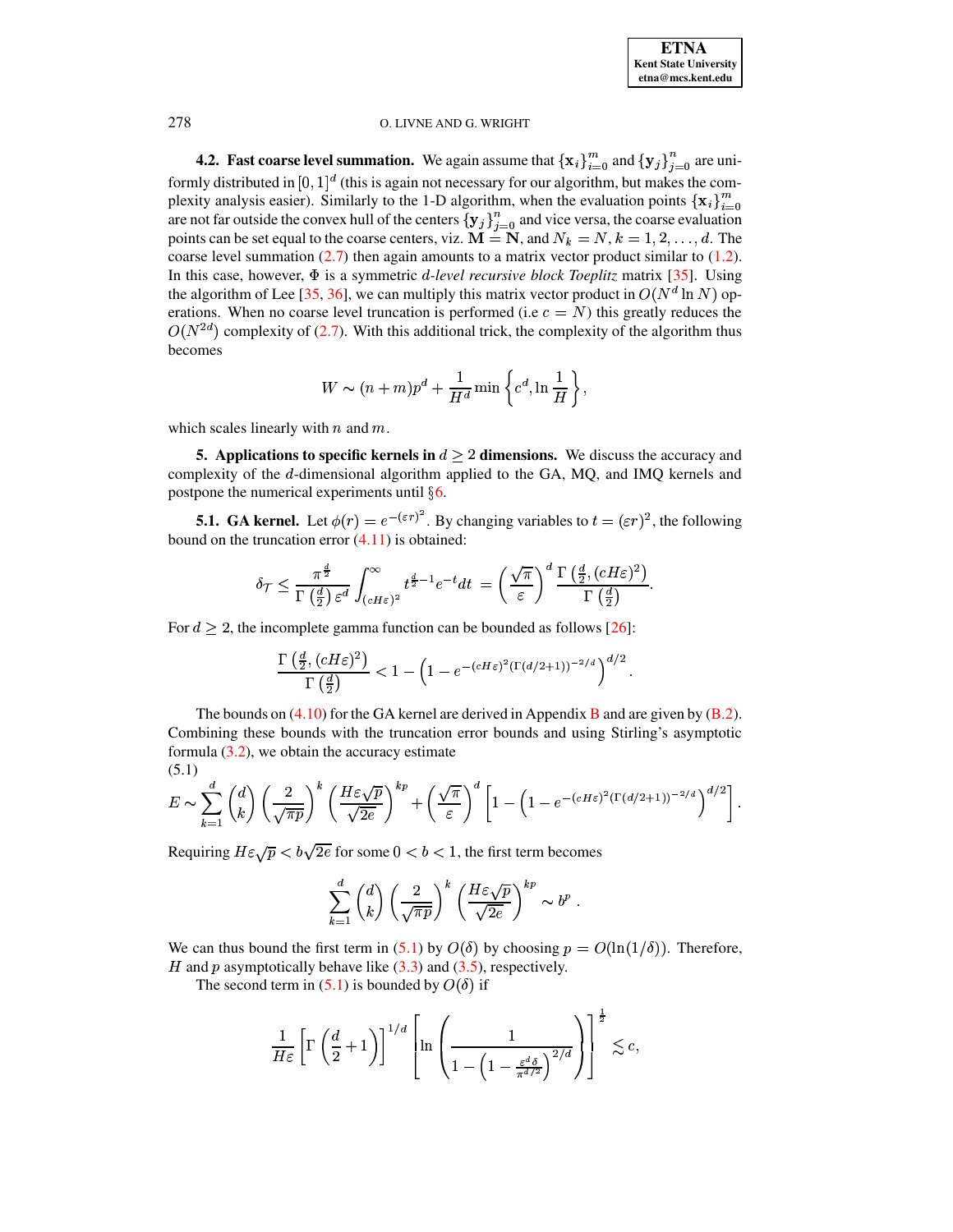**4.2. Fast coarse level summation.** We again assume that $\{\mathbf{x}_i\}_{i=0}^m$ and $\{\mathbf{y}_j\}_{j=0}^n$ are uniformly distributed in $[0,1]^d$ (this is again not necessary for our algorithm, but makes the complexity analysis easier). Similarly to the 1-D algorithm, when the evaluation points $\{\mathbf{x}_i\}_{i=0}^m$ are not far outside the convex hull of the centers $\{\mathbf{y}_j\}_{j=0}^n$ and vice versa, the coarse evaluation points can be set equal to the coarse centers, viz. $\mathbf{M} = \mathbf{N}$, and $N_k = N$, $k = 1, 2, \ldots, d$. The coarse level summation (2.7) then again amounts to a matrix vector product similar to (1.2). In this case, however, $\Phi$ is a symmetric *$d$-level recursive block Toeplitz* matrix [35]. Using the algorithm of Lee [35, 36], we can multiply this matrix vector product in $O(N^d \ln N)$ operations. When no coarse level truncation is performed (i.e $c = N$) this greatly reduces the $O(N^{2d})$ complexity of (2.7). With this additional trick, the complexity of the algorithm thus becomes

$$W \sim (n+m)p^d + \frac{1}{H^d} \min\left\{ c^d, \ln \frac{1}{H} \right\},$$

which scales linearly with $n$ and $m$.

## 5. Applications to specific kernels in $d \geq 2$ dimensions.

We discuss the accuracy and complexity of the $d$-dimensional algorithm applied to the GA, MQ, and IMQ kernels and postpone the numerical experiments until §6.

**5.1. GA kernel.** Let $\phi(r) = e^{-(\varepsilon r)^2}$. By changing variables to $t = (\varepsilon r)^2$, the following bound on the truncation error (4.11) is obtained:

$$\delta_{\mathcal{T}} \leq \frac{\pi^{\frac{d}{2}}}{\Gamma\left(\frac{d}{2}\right)\varepsilon^d} \int_{(cH\varepsilon)^2}^{\infty} t^{\frac{d}{2}-1} e^{-t} dt \;= \left(\frac{\sqrt{\pi}}{\varepsilon}\right)^d \frac{\Gamma\left(\frac{d}{2}, (cH\varepsilon)^2\right)}{\Gamma\left(\frac{d}{2}\right)}.$$

For $d \geq 2$, the incomplete gamma function can be bounded as follows [26]:

$$\frac{\Gamma\left(\frac{d}{2}, (cH\varepsilon)^2\right)}{\Gamma\left(\frac{d}{2}\right)} < 1 - \left(1 - e^{-(cH\varepsilon)^2 (\Gamma(d/2+1))^{-2/d}}\right)^{d/2}.$$

The bounds on (4.10) for the GA kernel are derived in Appendix B and are given by (B.2). Combining these bounds with the truncation error bounds and using Stirling's asymptotic formula (3.2), we obtain the accuracy estimate

$$E \sim \sum_{k=1}^{d} \binom{d}{k} \left(\frac{2}{\sqrt{\pi p}}\right)^k \left(\frac{H\varepsilon\sqrt{p}}{\sqrt{2e}}\right)^{kp} + \left(\frac{\sqrt{\pi}}{\varepsilon}\right)^d \left[1 - \left(1 - e^{-(cH\varepsilon)^2 (\Gamma(d/2+1))^{-2/d}}\right)^{d/2}\right]. \tag{5.1}$$

Requiring $H\varepsilon\sqrt{p} < b\sqrt{2e}$ for some $0 < b < 1$, the first term becomes

$$\sum_{k=1}^{d} \binom{d}{k} \left(\frac{2}{\sqrt{\pi p}}\right)^k \left(\frac{H\varepsilon\sqrt{p}}{\sqrt{2e}}\right)^{kp} \sim b^p .$$

We can thus bound the first term in (5.1) by $O(\delta)$ by choosing $p = O(\ln(1/\delta))$. Therefore, $H$ and $p$ asymptotically behave like (3.3) and (3.5), respectively.

The second term in (5.1) is bounded by $O(\delta)$ if

$$\frac{1}{H\varepsilon} \left[\Gamma\left(\frac{d}{2}+1\right)\right]^{1/d} \left[\ln\left(\frac{1}{1 - \left(1 - \frac{\varepsilon^d \delta}{\pi^{d/2}}\right)^{2/d}}\right)\right]^{\frac{1}{2}} \lesssim c,$$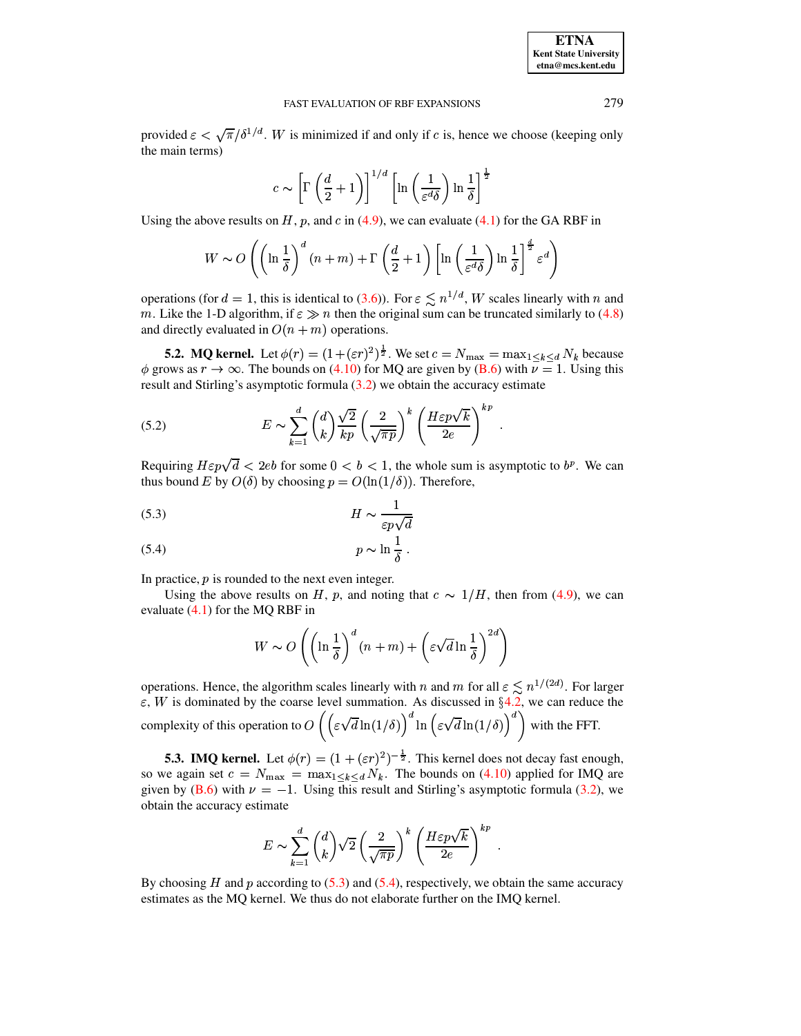provided $\varepsilon < \sqrt{\pi}/\delta^{1/d}$. $W$ is minimized if and only if $c$ is, hence we choose (keeping only the main terms)

$$c \sim \left[\Gamma\left(\frac{d}{2}+1\right)\right]^{1/d}\left[\ln\left(\frac{1}{\varepsilon^d \delta}\right)\ln\frac{1}{\delta}\right]^{\frac{1}{2}}$$

Using the above results on $H$, $p$, and $c$ in (4.9), we can evaluate (4.1) for the GA RBF in

$$W \sim O\left(\left(\ln\frac{1}{\delta}\right)^d (n+m) + \Gamma\left(\frac{d}{2}+1\right)\left[\ln\left(\frac{1}{\varepsilon^d \delta}\right)\ln\frac{1}{\delta}\right]^{\frac{d}{2}}\varepsilon^d\right)$$

operations (for $d=1$, this is identical to (3.6)). For $\varepsilon \lesssim n^{1/d}$, $W$ scales linearly with $n$ and $m$. Like the 1-D algorithm, if $\varepsilon \gg n$ then the original sum can be truncated similarly to (4.8) and directly evaluated in $O(n+m)$ operations.

**5.2. MQ kernel.** Let $\phi(r) = (1+(\varepsilon r)^2)^{\frac{1}{2}}$. We set $c = N_{\max} = \max_{1\le k\le d} N_k$ because $\phi$ grows as $r \to \infty$. The bounds on (4.10) for MQ are given by (B.6) with $\nu = 1$. Using this result and Stirling's asymptotic formula (3.2) we obtain the accuracy estimate

$$E \sim \sum_{k=1}^{d} \binom{d}{k} \frac{\sqrt{2}}{kp}\left(\frac{2}{\sqrt{\pi p}}\right)^k \left(\frac{H\varepsilon p\sqrt{k}}{2e}\right)^{kp}. \tag{5.2}$$

Requiring $H\varepsilon p\sqrt{d} < 2eb$ for some $0 < b < 1$, the whole sum is asymptotic to $b^p$. We can thus bound $E$ by $O(\delta)$ by choosing $p = O(\ln(1/\delta))$. Therefore,

$$H \sim \frac{1}{\varepsilon p\sqrt{d}} \tag{5.3}$$

$$p \sim \ln\frac{1}{\delta}. \tag{5.4}$$

In practice, $p$ is rounded to the next even integer.

Using the above results on $H$, $p$, and noting that $c \sim 1/H$, then from (4.9), we can evaluate (4.1) for the MQ RBF in

$$W \sim O\left(\left(\ln\frac{1}{\delta}\right)^d (n+m) + \left(\varepsilon\sqrt{d}\ln\frac{1}{\delta}\right)^{2d}\right)$$

operations. Hence, the algorithm scales linearly with $n$ and $m$ for all $\varepsilon \lesssim n^{1/(2d)}$. For larger $\varepsilon$, $W$ is dominated by the coarse level summation. As discussed in §4.2, we can reduce the complexity of this operation to $O\left(\left(\varepsilon\sqrt{d}\ln(1/\delta)\right)^d \ln\left(\varepsilon\sqrt{d}\ln(1/\delta)\right)^d\right)$ with the FFT.

**5.3. IMQ kernel.** Let $\phi(r) = (1+(\varepsilon r)^2)^{-\frac{1}{2}}$. This kernel does not decay fast enough, so we again set $c = N_{\max} = \max_{1\le k\le d} N_k$. The bounds on (4.10) applied for IMQ are given by (B.6) with $\nu = -1$. Using this result and Stirling's asymptotic formula (3.2), we obtain the accuracy estimate

$$E \sim \sum_{k=1}^{d} \binom{d}{k} \sqrt{2}\left(\frac{2}{\sqrt{\pi p}}\right)^k \left(\frac{H\varepsilon p\sqrt{k}}{2e}\right)^{kp}.$$

By choosing $H$ and $p$ according to (5.3) and (5.4), respectively, we obtain the same accuracy estimates as the MQ kernel. We thus do not elaborate further on the IMQ kernel.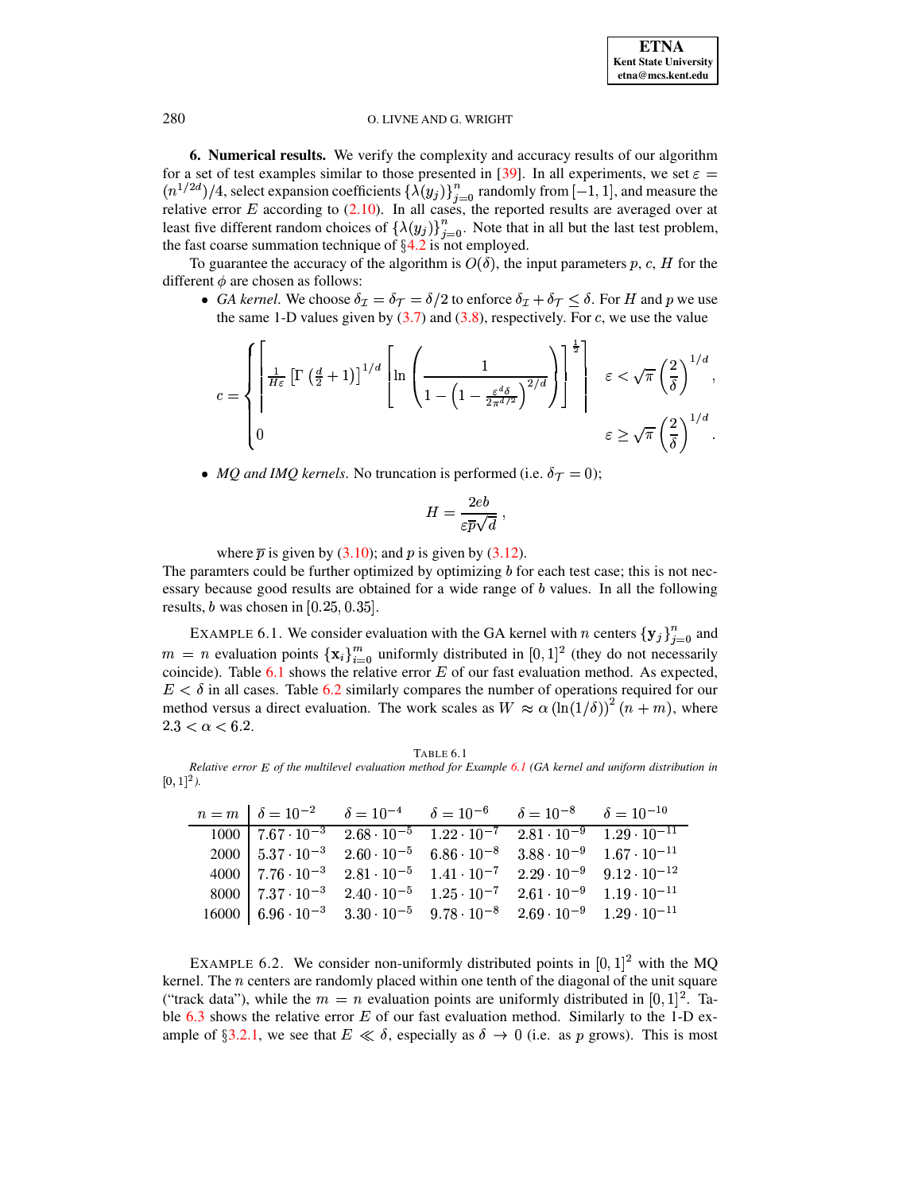**6. Numerical results.** We verify the complexity and accuracy results of our algorithm for a set of test examples similar to those presented in [39]. In all experiments, we set $\varepsilon = (n^{1/2d})/4$, select expansion coefficients $\{\lambda(y_j)\}_{j=0}^{n}$ randomly from $[-1,1]$, and measure the relative error $E$ according to (2.10). In all cases, the reported results are averaged over at least five different random choices of $\{\lambda(y_j)\}_{j=0}^{n}$. Note that in all but the last test problem, the fast coarse summation technique of §4.2 is not employed.

To guarantee the accuracy of the algorithm is $O(\delta)$, the input parameters $p$, $c$, $H$ for the different $\phi$ are chosen as follows:

- *GA kernel*. We choose $\delta_{\mathcal{I}} = \delta_{\mathcal{T}} = \delta/2$ to enforce $\delta_{\mathcal{I}} + \delta_{\mathcal{T}} \le \delta$. For $H$ and $p$ we use the same 1-D values given by (3.7) and (3.8), respectively. For $c$, we use the value

$$
c = \begin{cases} \left\lceil \frac{1}{H\varepsilon}\left[\Gamma\left(\frac{d}{2}+1\right)\right]^{1/d}\left[\ln\left(\dfrac{1}{1-\left(1-\frac{\varepsilon^d \delta}{2\pi^{d/2}}\right)^{2/d}}\right)\right]^{\frac{1}{2}}\right\rceil & \varepsilon < \sqrt{\pi}\left(\dfrac{2}{\delta}\right)^{1/d}, \\ 0 & \varepsilon \ge \sqrt{\pi}\left(\dfrac{2}{\delta}\right)^{1/d}. \end{cases}
$$

- *MQ and IMQ kernels*. No truncation is performed (i.e. $\delta_{\mathcal{T}} = 0$);

$$
H = \frac{2eb}{\varepsilon \overline{p}\sqrt{d}},
$$

  where $\overline{p}$ is given by (3.10); and $p$ is given by (3.12).

The paramters could be further optimized by optimizing $b$ for each test case; this is not necessary because good results are obtained for a wide range of $b$ values. In all the following results, $b$ was chosen in $[0.25, 0.35]$.

EXAMPLE 6.1. We consider evaluation with the GA kernel with $n$ centers $\{\mathbf{y}_j\}_{j=0}^{n}$ and $m = n$ evaluation points $\{\mathbf{x}_i\}_{i=0}^{m}$ uniformly distributed in $[0,1]^2$ (they do not necessarily coincide). Table 6.1 shows the relative error $E$ of our fast evaluation method. As expected, $E < \delta$ in all cases. Table 6.2 similarly compares the number of operations required for our method versus a direct evaluation. The work scales as $W \approx \alpha\left(\ln(1/\delta)\right)^2 (n+m)$, where $2.3 < \alpha < 6.2$.

TABLE 6.1
*Relative error $E$ of the multilevel evaluation method for Example 6.1 (GA kernel and uniform distribution in $[0,1]^2$).*

| $n = m$ | $\delta = 10^{-2}$ | $\delta = 10^{-4}$ | $\delta = 10^{-6}$ | $\delta = 10^{-8}$ | $\delta = 10^{-10}$ |
|---|---|---|---|---|---|
| 1000 | $7.67 \cdot 10^{-3}$ | $2.68 \cdot 10^{-5}$ | $1.22 \cdot 10^{-7}$ | $2.81 \cdot 10^{-9}$ | $1.29 \cdot 10^{-11}$ |
| 2000 | $5.37 \cdot 10^{-3}$ | $2.60 \cdot 10^{-5}$ | $6.86 \cdot 10^{-8}$ | $3.88 \cdot 10^{-9}$ | $1.67 \cdot 10^{-11}$ |
| 4000 | $7.76 \cdot 10^{-3}$ | $2.81 \cdot 10^{-5}$ | $1.41 \cdot 10^{-7}$ | $2.29 \cdot 10^{-9}$ | $9.12 \cdot 10^{-12}$ |
| 8000 | $7.37 \cdot 10^{-3}$ | $2.40 \cdot 10^{-5}$ | $1.25 \cdot 10^{-7}$ | $2.61 \cdot 10^{-9}$ | $1.19 \cdot 10^{-11}$ |
| 16000 | $6.96 \cdot 10^{-3}$ | $3.30 \cdot 10^{-5}$ | $9.78 \cdot 10^{-8}$ | $2.69 \cdot 10^{-9}$ | $1.29 \cdot 10^{-11}$ |

EXAMPLE 6.2. We consider non-uniformly distributed points in $[0,1]^2$ with the MQ kernel. The $n$ centers are randomly placed within one tenth of the diagonal of the unit square ("track data"), while the $m = n$ evaluation points are uniformly distributed in $[0,1]^2$. Table 6.3 shows the relative error $E$ of our fast evaluation method. Similarly to the 1-D example of §3.2.1, we see that $E \ll \delta$, especially as $\delta \to 0$ (i.e. as $p$ grows). This is most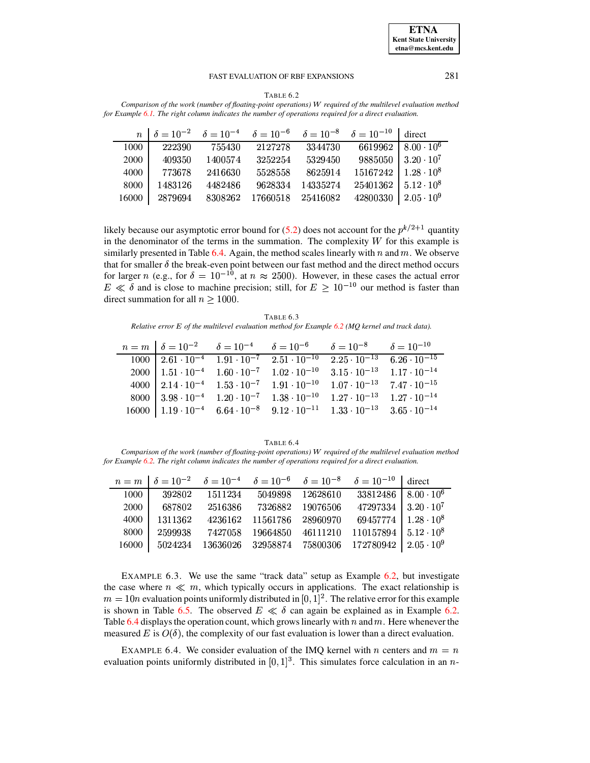TABLE 6.2
*Comparison of the work (number of floating-point operations) $W$ required of the multilevel evaluation method for Example 6.1. The right column indicates the number of operations required for a direct evaluation.*

| $n$ | $\delta = 10^{-2}$ | $\delta = 10^{-4}$ | $\delta = 10^{-6}$ | $\delta = 10^{-8}$ | $\delta = 10^{-10}$ | direct |
|---|---|---|---|---|---|---|
| 1000 | 222390 | 755430 | 2127278 | 3344730 | 6619962 | $8.00 \cdot 10^{6}$ |
| 2000 | 409350 | 1400574 | 3252254 | 5329450 | 9885050 | $3.20 \cdot 10^{7}$ |
| 4000 | 773678 | 2416630 | 5528558 | 8625914 | 15167242 | $1.28 \cdot 10^{8}$ |
| 8000 | 1483126 | 4482486 | 9628334 | 14335274 | 25401362 | $5.12 \cdot 10^{8}$ |
| 16000 | 2879694 | 8308262 | 17660518 | 25416082 | 42800330 | $2.05 \cdot 10^{9}$ |

likely because our asymptotic error bound for (5.2) does not account for the $p^{k/2+1}$ quantity in the denominator of the terms in the summation. The complexity $W$ for this example is similarly presented in Table 6.4. Again, the method scales linearly with $n$ and $m$. We observe that for smaller $\delta$ the break-even point between our fast method and the direct method occurs for larger $n$ (e.g., for $\delta = 10^{-10}$, at $n \approx 2500$). However, in these cases the actual error $E \ll \delta$ and is close to machine precision; still, for $E \geq 10^{-10}$ our method is faster than direct summation for all $n \geq 1000$.

TABLE 6.3
*Relative error $E$ of the multilevel evaluation method for Example 6.2 (MQ kernel and track data).*

| $n = m$ | $\delta = 10^{-2}$ | $\delta = 10^{-4}$ | $\delta = 10^{-6}$ | $\delta = 10^{-8}$ | $\delta = 10^{-10}$ |
|---|---|---|---|---|---|
| 1000 | $2.61 \cdot 10^{-4}$ | $1.91 \cdot 10^{-7}$ | $2.51 \cdot 10^{-10}$ | $2.25 \cdot 10^{-13}$ | $6.26 \cdot 10^{-15}$ |
| 2000 | $1.51 \cdot 10^{-4}$ | $1.60 \cdot 10^{-7}$ | $1.02 \cdot 10^{-10}$ | $3.15 \cdot 10^{-13}$ | $1.17 \cdot 10^{-14}$ |
| 4000 | $2.14 \cdot 10^{-4}$ | $1.53 \cdot 10^{-7}$ | $1.91 \cdot 10^{-10}$ | $1.07 \cdot 10^{-13}$ | $7.47 \cdot 10^{-15}$ |
| 8000 | $3.98 \cdot 10^{-4}$ | $1.20 \cdot 10^{-7}$ | $1.38 \cdot 10^{-10}$ | $1.27 \cdot 10^{-13}$ | $1.27 \cdot 10^{-14}$ |
| 16000 | $1.19 \cdot 10^{-4}$ | $6.64 \cdot 10^{-8}$ | $9.12 \cdot 10^{-11}$ | $1.33 \cdot 10^{-13}$ | $3.65 \cdot 10^{-14}$ |

TABLE 6.4
*Comparison of the work (number of floating-point operations) $W$ required of the multilevel evaluation method for Example 6.2. The right column indicates the number of operations required for a direct evaluation.*

| $n = m$ | $\delta = 10^{-2}$ | $\delta = 10^{-4}$ | $\delta = 10^{-6}$ | $\delta = 10^{-8}$ | $\delta = 10^{-10}$ | direct |
|---|---|---|---|---|---|---|
| 1000 | 392802 | 1511234 | 5049898 | 12628610 | 33812486 | $8.00 \cdot 10^{6}$ |
| 2000 | 687802 | 2516386 | 7326882 | 19076506 | 47297334 | $3.20 \cdot 10^{7}$ |
| 4000 | 1311362 | 4236162 | 11561786 | 28960970 | 69457774 | $1.28 \cdot 10^{8}$ |
| 8000 | 2599938 | 7427058 | 19664850 | 46111210 | 110157894 | $5.12 \cdot 10^{8}$ |
| 16000 | 5024234 | 13636026 | 32958874 | 75800306 | 172780942 | $2.05 \cdot 10^{9}$ |

EXAMPLE 6.3. We use the same "track data" setup as Example 6.2, but investigate the case where $n \ll m$, which typically occurs in applications. The exact relationship is $m = 10n$ evaluation points uniformly distributed in $[0, 1]^2$. The relative error for this example is shown in Table 6.5. The observed $E \ll \delta$ can again be explained as in Example 6.2. Table 6.4 displays the operation count, which grows linearly with $n$ and $m$. Here whenever the measured $E$ is $O(\delta)$, the complexity of our fast evaluation is lower than a direct evaluation.

EXAMPLE 6.4. We consider evaluation of the IMQ kernel with $n$ centers and $m = n$ evaluation points uniformly distributed in $[0, 1]^3$. This simulates force calculation in an $n$-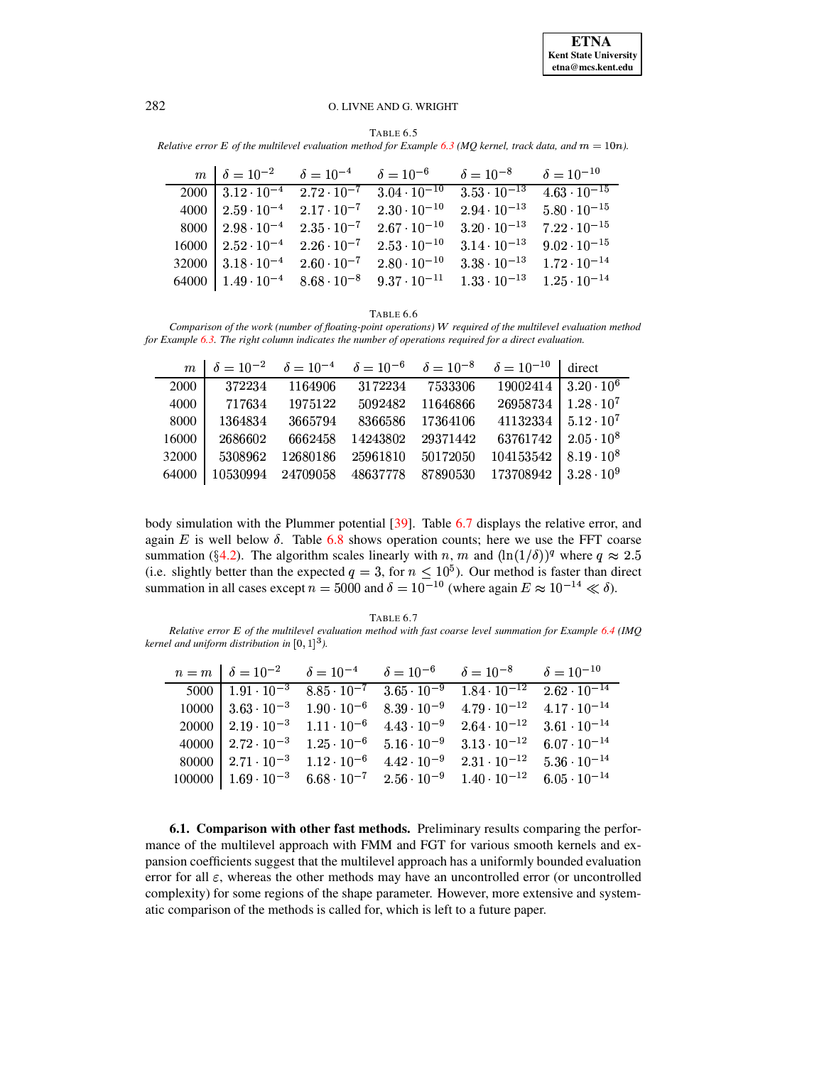TABLE 6.5
*Relative error $E$ of the multilevel evaluation method for Example 6.3 (MQ kernel, track data, and $m = 10n$).*

| $m$ | $\delta = 10^{-2}$ | $\delta = 10^{-4}$ | $\delta = 10^{-6}$ | $\delta = 10^{-8}$ | $\delta = 10^{-10}$ |
|---|---|---|---|---|---|
| 2000 | $3.12 \cdot 10^{-4}$ | $2.72 \cdot 10^{-7}$ | $3.04 \cdot 10^{-10}$ | $3.53 \cdot 10^{-13}$ | $4.63 \cdot 10^{-15}$ |
| 4000 | $2.59 \cdot 10^{-4}$ | $2.17 \cdot 10^{-7}$ | $2.30 \cdot 10^{-10}$ | $2.94 \cdot 10^{-13}$ | $5.80 \cdot 10^{-15}$ |
| 8000 | $2.98 \cdot 10^{-4}$ | $2.35 \cdot 10^{-7}$ | $2.67 \cdot 10^{-10}$ | $3.20 \cdot 10^{-13}$ | $7.22 \cdot 10^{-15}$ |
| 16000 | $2.52 \cdot 10^{-4}$ | $2.26 \cdot 10^{-7}$ | $2.53 \cdot 10^{-10}$ | $3.14 \cdot 10^{-13}$ | $9.02 \cdot 10^{-15}$ |
| 32000 | $3.18 \cdot 10^{-4}$ | $2.60 \cdot 10^{-7}$ | $2.80 \cdot 10^{-10}$ | $3.38 \cdot 10^{-13}$ | $1.72 \cdot 10^{-14}$ |
| 64000 | $1.49 \cdot 10^{-4}$ | $8.68 \cdot 10^{-8}$ | $9.37 \cdot 10^{-11}$ | $1.33 \cdot 10^{-13}$ | $1.25 \cdot 10^{-14}$ |

TABLE 6.6
*Comparison of the work (number of floating-point operations) $W$ required of the multilevel evaluation method for Example 6.3. The right column indicates the number of operations required for a direct evaluation.*

| $m$ | $\delta = 10^{-2}$ | $\delta = 10^{-4}$ | $\delta = 10^{-6}$ | $\delta = 10^{-8}$ | $\delta = 10^{-10}$ | direct |
|---|---|---|---|---|---|---|
| 2000 | 372234 | 1164906 | 3172234 | 7533306 | 19002414 | $3.20 \cdot 10^{6}$ |
| 4000 | 717634 | 1975122 | 5092482 | 11646866 | 26958734 | $1.28 \cdot 10^{7}$ |
| 8000 | 1364834 | 3665794 | 8366586 | 17364106 | 41132334 | $5.12 \cdot 10^{7}$ |
| 16000 | 2686602 | 6662458 | 14243802 | 29371442 | 63761742 | $2.05 \cdot 10^{8}$ |
| 32000 | 5308962 | 12680186 | 25961810 | 50172050 | 104153542 | $8.19 \cdot 10^{8}$ |
| 64000 | 10530994 | 24709058 | 48637778 | 87890530 | 173708942 | $3.28 \cdot 10^{9}$ |

body simulation with the Plummer potential [39]. Table 6.7 displays the relative error, and again $E$ is well below $\delta$. Table 6.8 shows operation counts; here we use the FFT coarse summation (§4.2). The algorithm scales linearly with $n$, $m$ and $(\ln(1/\delta))^q$ where $q \approx 2.5$ (i.e. slightly better than the expected $q = 3$, for $n \leq 10^5$). Our method is faster than direct summation in all cases except $n = 5000$ and $\delta = 10^{-10}$ (where again $E \approx 10^{-14} \ll \delta$).

TABLE 6.7
*Relative error $E$ of the multilevel evaluation method with fast coarse level summation for Example 6.4 (IMQ kernel and uniform distribution in $[0,1]^3$).*

| $n = m$ | $\delta = 10^{-2}$ | $\delta = 10^{-4}$ | $\delta = 10^{-6}$ | $\delta = 10^{-8}$ | $\delta = 10^{-10}$ |
|---|---|---|---|---|---|
| 5000 | $1.91 \cdot 10^{-3}$ | $8.85 \cdot 10^{-7}$ | $3.65 \cdot 10^{-9}$ | $1.84 \cdot 10^{-12}$ | $2.62 \cdot 10^{-14}$ |
| 10000 | $3.63 \cdot 10^{-3}$ | $1.90 \cdot 10^{-6}$ | $8.39 \cdot 10^{-9}$ | $4.79 \cdot 10^{-12}$ | $4.17 \cdot 10^{-14}$ |
| 20000 | $2.19 \cdot 10^{-3}$ | $1.11 \cdot 10^{-6}$ | $4.43 \cdot 10^{-9}$ | $2.64 \cdot 10^{-12}$ | $3.61 \cdot 10^{-14}$ |
| 40000 | $2.72 \cdot 10^{-3}$ | $1.25 \cdot 10^{-6}$ | $5.16 \cdot 10^{-9}$ | $3.13 \cdot 10^{-12}$ | $6.07 \cdot 10^{-14}$ |
| 80000 | $2.71 \cdot 10^{-3}$ | $1.12 \cdot 10^{-6}$ | $4.42 \cdot 10^{-9}$ | $2.31 \cdot 10^{-12}$ | $5.36 \cdot 10^{-14}$ |
| 100000 | $1.69 \cdot 10^{-3}$ | $6.68 \cdot 10^{-7}$ | $2.56 \cdot 10^{-9}$ | $1.40 \cdot 10^{-12}$ | $6.05 \cdot 10^{-14}$ |

**6.1. Comparison with other fast methods.** Preliminary results comparing the performance of the multilevel approach with FMM and FGT for various smooth kernels and expansion coefficients suggest that the multilevel approach has a uniformly bounded evaluation error for all $\varepsilon$, whereas the other methods may have an uncontrolled error (or uncontrolled complexity) for some regions of the shape parameter. However, more extensive and systematic comparison of the methods is called for, which is left to a future paper.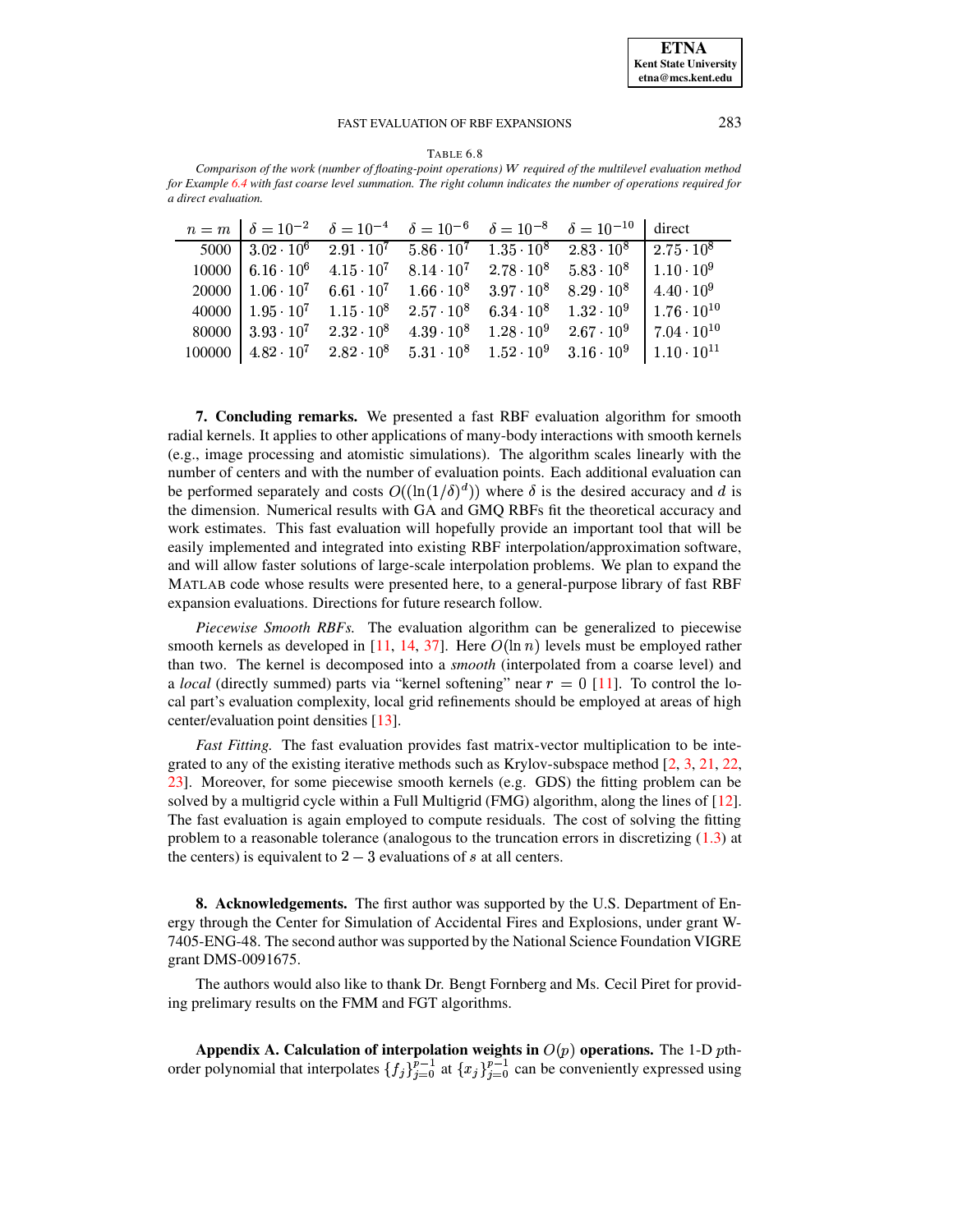TABLE 6.8

*Comparison of the work (number of floating-point operations) $W$ required of the multilevel evaluation method for Example 6.4 with fast coarse level summation. The right column indicates the number of operations required for a direct evaluation.*

| $n = m$ | $\delta = 10^{-2}$ | $\delta = 10^{-4}$ | $\delta = 10^{-6}$ | $\delta = 10^{-8}$ | $\delta = 10^{-10}$ | direct |
|---|---|---|---|---|---|---|
| 5000 | $3.02 \cdot 10^6$ | $2.91 \cdot 10^7$ | $5.86 \cdot 10^7$ | $1.35 \cdot 10^8$ | $2.83 \cdot 10^8$ | $2.75 \cdot 10^8$ |
| 10000 | $6.16 \cdot 10^6$ | $4.15 \cdot 10^7$ | $8.14 \cdot 10^7$ | $2.78 \cdot 10^8$ | $5.83 \cdot 10^8$ | $1.10 \cdot 10^9$ |
| 20000 | $1.06 \cdot 10^7$ | $6.61 \cdot 10^7$ | $1.66 \cdot 10^8$ | $3.97 \cdot 10^8$ | $8.29 \cdot 10^8$ | $4.40 \cdot 10^9$ |
| 40000 | $1.95 \cdot 10^7$ | $1.15 \cdot 10^8$ | $2.57 \cdot 10^8$ | $6.34 \cdot 10^8$ | $1.32 \cdot 10^9$ | $1.76 \cdot 10^{10}$ |
| 80000 | $3.93 \cdot 10^7$ | $2.32 \cdot 10^8$ | $4.39 \cdot 10^8$ | $1.28 \cdot 10^9$ | $2.67 \cdot 10^9$ | $7.04 \cdot 10^{10}$ |
| 100000 | $4.82 \cdot 10^7$ | $2.82 \cdot 10^8$ | $5.31 \cdot 10^8$ | $1.52 \cdot 10^9$ | $3.16 \cdot 10^9$ | $1.10 \cdot 10^{11}$ |

## 7. Concluding remarks.

We presented a fast RBF evaluation algorithm for smooth radial kernels. It applies to other applications of many-body interactions with smooth kernels (e.g., image processing and atomistic simulations). The algorithm scales linearly with the number of centers and with the number of evaluation points. Each additional evaluation can be performed separately and costs $O((\ln(1/\delta)^d))$ where $\delta$ is the desired accuracy and $d$ is the dimension. Numerical results with GA and GMQ RBFs fit the theoretical accuracy and work estimates. This fast evaluation will hopefully provide an important tool that will be easily implemented and integrated into existing RBF interpolation/approximation software, and will allow faster solutions of large-scale interpolation problems. We plan to expand the MATLAB code whose results were presented here, to a general-purpose library of fast RBF expansion evaluations. Directions for future research follow.

*Piecewise Smooth RBFs.* The evaluation algorithm can be generalized to piecewise smooth kernels as developed in [11, 14, 37]. Here $O(\ln n)$ levels must be employed rather than two. The kernel is decomposed into a *smooth* (interpolated from a coarse level) and a *local* (directly summed) parts via "kernel softening" near $r = 0$ [11]. To control the local part's evaluation complexity, local grid refinements should be employed at areas of high center/evaluation point densities [13].

*Fast Fitting.* The fast evaluation provides fast matrix-vector multiplication to be integrated to any of the existing iterative methods such as Krylov-subspace method [2, 3, 21, 22, 23]. Moreover, for some piecewise smooth kernels (e.g. GDS) the fitting problem can be solved by a multigrid cycle within a Full Multigrid (FMG) algorithm, along the lines of [12]. The fast evaluation is again employed to compute residuals. The cost of solving the fitting problem to a reasonable tolerance (analogous to the truncation errors in discretizing (1.3) at the centers) is equivalent to $2 - 3$ evaluations of $s$ at all centers.

## 8. Acknowledgements.

The first author was supported by the U.S. Department of Energy through the Center for Simulation of Accidental Fires and Explosions, under grant W-7405-ENG-48. The second author was supported by the National Science Foundation VIGRE grant DMS-0091675.

The authors would also like to thank Dr. Bengt Fornberg and Ms. Cecil Piret for providing prelimary results on the FMM and FGT algorithms.

## Appendix A. Calculation of interpolation weights in $O(p)$ operations.

The 1-D $p$th-order polynomial that interpolates $\{f_j\}_{j=0}^{p-1}$ at $\{x_j\}_{j=0}^{p-1}$ can be conveniently expressed using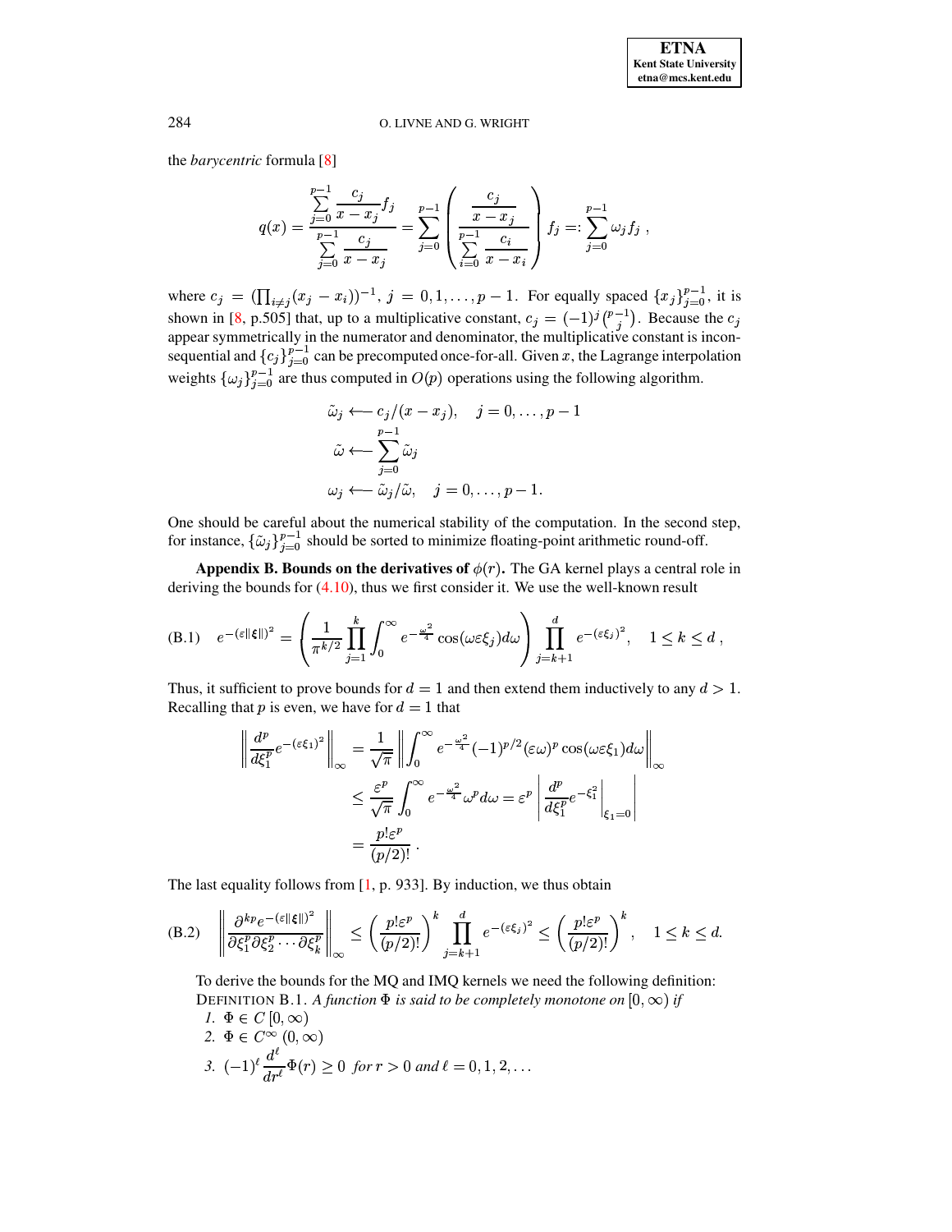the *barycentric* formula [8]

$$q(x) = \frac{\sum_{j=0}^{p-1} \frac{c_j}{x - x_j} f_j}{\sum_{j=0}^{p-1} \frac{c_j}{x - x_j}} = \sum_{j=0}^{p-1} \left( \frac{\frac{c_j}{x - x_j}}{\sum_{i=0}^{p-1} \frac{c_i}{x - x_i}} \right) f_j =: \sum_{j=0}^{p-1} \omega_j f_j \,,$$

where $c_j = (\prod_{i \neq j}(x_j - x_i))^{-1}$, $j = 0, 1, \ldots, p-1$. For equally spaced $\{x_j\}_{j=0}^{p-1}$, it is shown in [8, p.505] that, up to a multiplicative constant, $c_j = (-1)^j \binom{p-1}{j}$. Because the $c_j$ appear symmetrically in the numerator and denominator, the multiplicative constant is inconsequential and $\{c_j\}_{j=0}^{p-1}$ can be precomputed once-for-all. Given $x$, the Lagrange interpolation weights $\{\omega_j\}_{j=0}^{p-1}$ are thus computed in $O(p)$ operations using the following algorithm.

$$\begin{aligned}
\tilde{\omega}_j &\longleftarrow c_j/(x - x_j), \quad j = 0, \ldots, p-1 \\
\tilde{\omega} &\longleftarrow \sum_{j=0}^{p-1} \tilde{\omega}_j \\
\omega_j &\longleftarrow \tilde{\omega}_j / \tilde{\omega}, \quad j = 0, \ldots, p-1.
\end{aligned}$$

One should be careful about the numerical stability of the computation. In the second step, for instance, $\{\tilde{\omega}_j\}_{j=0}^{p-1}$ should be sorted to minimize floating-point arithmetic round-off.

**Appendix B. Bounds on the derivatives of $\phi(r)$.** The GA kernel plays a central role in deriving the bounds for (4.10), thus we first consider it. We use the well-known result

$$e^{-(\varepsilon\|\boldsymbol{\xi}\|)^2} = \left( \frac{1}{\pi^{k/2}} \prod_{j=1}^{k} \int_0^\infty e^{-\frac{\omega^2}{4}} \cos(\omega\varepsilon\xi_j) d\omega \right) \prod_{j=k+1}^{d} e^{-(\varepsilon\xi_j)^2}, \quad 1 \leq k \leq d \,, \tag{B.1}$$

Thus, it sufficient to prove bounds for $d = 1$ and then extend them inductively to any $d > 1$. Recalling that $p$ is even, we have for $d = 1$ that

$$\begin{aligned}
\left\| \frac{d^p}{d\xi_1^p} e^{-(\varepsilon\xi_1)^2} \right\|_\infty &= \frac{1}{\sqrt{\pi}} \left\| \int_0^\infty e^{-\frac{\omega^2}{4}} (-1)^{p/2} (\varepsilon\omega)^p \cos(\omega\varepsilon\xi_1) d\omega \right\|_\infty \\
&\leq \frac{\varepsilon^p}{\sqrt{\pi}} \int_0^\infty e^{-\frac{\omega^2}{4}} \omega^p d\omega = \varepsilon^p \left| \frac{d^p}{d\xi_1^p} e^{-\xi_1^2} \right|_{\xi_1 = 0} \\
&= \frac{p!\varepsilon^p}{(p/2)!} \,.
\end{aligned}$$

The last equality follows from [1, p. 933]. By induction, we thus obtain

$$\left\| \frac{\partial^{kp} e^{-(\varepsilon\|\boldsymbol{\xi}\|)^2}}{\partial\xi_1^p \partial\xi_2^p \cdots \partial\xi_k^p} \right\|_\infty \leq \left( \frac{p!\varepsilon^p}{(p/2)!} \right)^k \prod_{j=k+1}^{d} e^{-(\varepsilon\xi_j)^2} \leq \left( \frac{p!\varepsilon^p}{(p/2)!} \right)^k, \quad 1 \leq k \leq d. \tag{B.2}$$

To derive the bounds for the MQ and IMQ kernels we need the following definition:

DEFINITION B.1. *A function $\Phi$ is said to be completely monotone on $[0, \infty)$ if*

1. $\Phi \in C\,[0, \infty)$
2. $\Phi \in C^\infty\,(0, \infty)$
3. $(-1)^\ell \dfrac{d^\ell}{dr^\ell} \Phi(r) \geq 0$ *for $r > 0$ and $\ell = 0, 1, 2, \ldots$*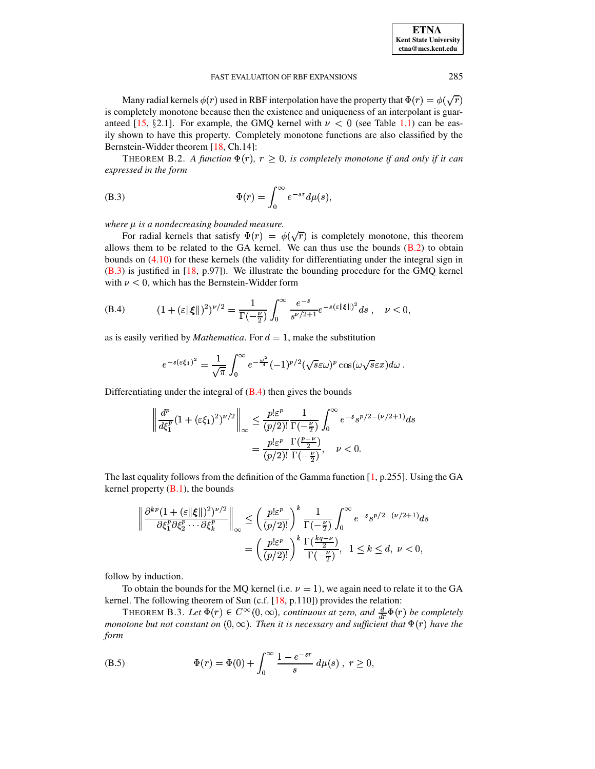Many radial kernels $\phi(r)$ used in RBF interpolation have the property that $\Phi(r) = \phi(\sqrt{r})$ is completely monotone because then the existence and uniqueness of an interpolant is guaranteed [15, §2.1]. For example, the GMQ kernel with $\nu < 0$ (see Table 1.1) can be easily shown to have this property. Completely monotone functions are also classified by the Bernstein-Widder theorem [18, Ch.14]:

THEOREM B.2. *A function $\Phi(r)$, $r \geq 0$, is completely monotone if and only if it can expressed in the form*

$$\Phi(r) = \int_0^\infty e^{-sr} d\mu(s), \tag{B.3}$$

*where $\mu$ is a nondecreasing bounded measure.*

For radial kernels that satisfy $\Phi(r) = \phi(\sqrt{r})$ is completely monotone, this theorem allows them to be related to the GA kernel. We can thus use the bounds (B.2) to obtain bounds on (4.10) for these kernels (the validity for differentiating under the integral sign in (B.3) is justified in [18, p.97]). We illustrate the bounding procedure for the GMQ kernel with $\nu < 0$, which has the Bernstein-Widder form

$$(1 + (\varepsilon \|\boldsymbol{\xi}\|)^2)^{\nu/2} = \frac{1}{\Gamma(-\frac{\nu}{2})} \int_0^\infty \frac{e^{-s}}{s^{\nu/2+1}} e^{-s(\varepsilon \|\boldsymbol{\xi}\|)^2} ds \;, \quad \nu < 0, \tag{B.4}$$

as is easily verified by *Mathematica*. For $d = 1$, make the substitution

$$e^{-s(\varepsilon \xi_1)^2} = \frac{1}{\sqrt{\pi}} \int_0^\infty e^{-\frac{\omega^2}{4}} (-1)^{p/2} (\sqrt{s}\varepsilon\omega)^p \cos(\omega\sqrt{s}\varepsilon x) d\omega \;.$$

Differentiating under the integral of (B.4) then gives the bounds

$$\begin{aligned}
\left\| \frac{d^p}{d\xi_1^p} (1 + (\varepsilon \xi_1)^2)^{\nu/2} \right\|_\infty &\leq \frac{p!\varepsilon^p}{(p/2)!} \frac{1}{\Gamma(-\frac{\nu}{2})} \int_0^\infty e^{-s} s^{p/2 - (\nu/2+1)} ds \\
&= \frac{p!\varepsilon^p}{(p/2)!} \frac{\Gamma(\frac{p-\nu}{2})}{\Gamma(-\frac{\nu}{2})}, \quad \nu < 0.
\end{aligned}$$

The last equality follows from the definition of the Gamma function [1, p.255]. Using the GA kernel property (B.1), the bounds

$$\begin{aligned}
\left\| \frac{\partial^{kp} (1 + (\varepsilon \|\boldsymbol{\xi}\|)^2)^{\nu/2}}{\partial \xi_1^p \partial \xi_2^p \cdots \partial \xi_k^p} \right\|_\infty &\leq \left( \frac{p!\varepsilon^p}{(p/2)!} \right)^k \frac{1}{\Gamma(-\frac{\nu}{2})} \int_0^\infty e^{-s} s^{p/2 - (\nu/2+1)} ds \\
&= \left( \frac{p!\varepsilon^p}{(p/2)!} \right)^k \frac{\Gamma(\frac{kq-\nu}{2})}{\Gamma(-\frac{\nu}{2})}, \quad 1 \leq k \leq d, \; \nu < 0,
\end{aligned}$$

follow by induction.

To obtain the bounds for the MQ kernel (i.e. $\nu = 1$), we again need to relate it to the GA kernel. The following theorem of Sun (c.f. [18, p.110]) provides the relation:

THEOREM B.3. *Let $\Phi(r) \in C^\infty(0, \infty)$, continuous at zero, and $\frac{d}{dr}\Phi(r)$ be completely monotone but not constant on $(0, \infty)$. Then it is necessary and sufficient that $\Phi(r)$ have the form*

$$\Phi(r) = \Phi(0) + \int_0^\infty \frac{1 - e^{-sr}}{s} \, d\mu(s) \;, \; r \geq 0, \tag{B.5}$$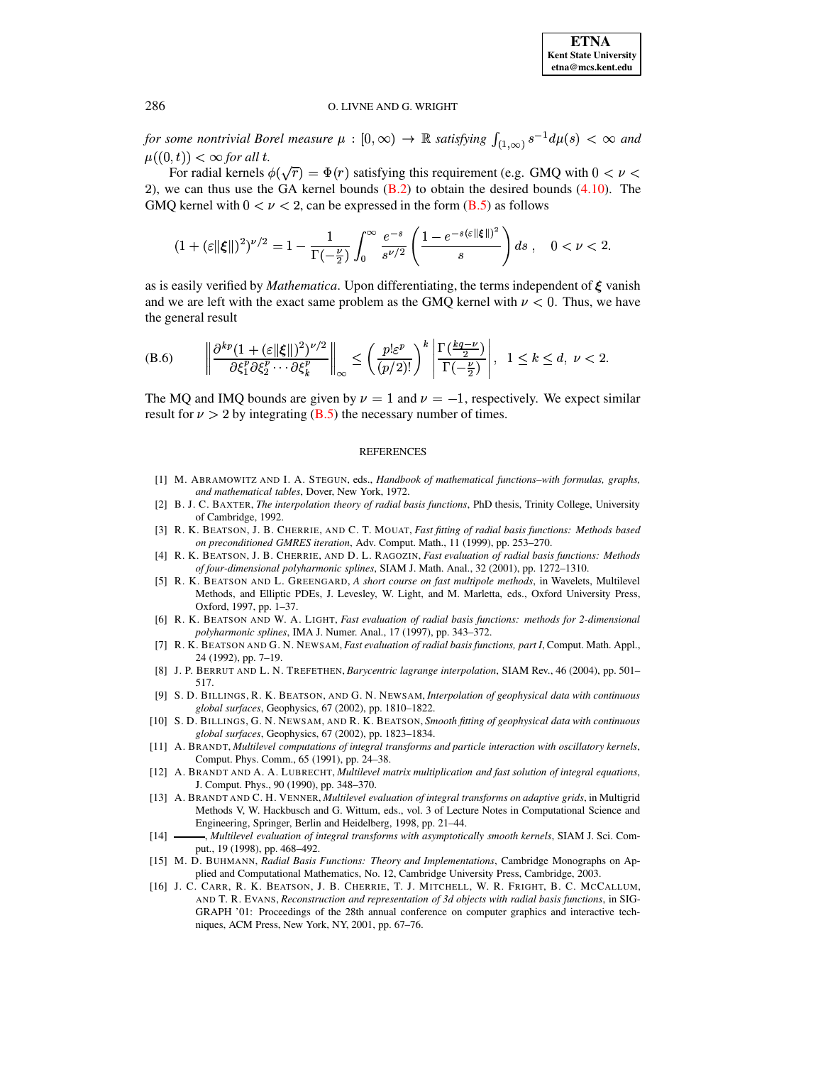*for some nontrivial Borel measure* $\mu : [0,\infty) \to \mathbb{R}$ *satisfying* $\int_{(1,\infty)} s^{-1} d\mu(s) < \infty$ *and* $\mu((0,t)) < \infty$ *for all* $t$.

For radial kernels $\phi(\sqrt{r}) = \Phi(r)$ satisfying this requirement (e.g. GMQ with $0 < \nu < 2$), we can thus use the GA kernel bounds (B.2) to obtain the desired bounds (4.10). The GMQ kernel with $0 < \nu < 2$, can be expressed in the form (B.5) as follows

$$
(1 + (\varepsilon\|\boldsymbol{\xi}\|)^2)^{\nu/2} = 1 - \frac{1}{\Gamma(-\frac{\nu}{2})} \int_0^\infty \frac{e^{-s}}{s^{\nu/2}} \left( \frac{1 - e^{-s(\varepsilon\|\boldsymbol{\xi}\|)^2}}{s} \right) ds\,, \quad 0 < \nu < 2.
$$

as is easily verified by *Mathematica*. Upon differentiating, the terms independent of $\boldsymbol{\xi}$ vanish and we are left with the exact same problem as the GMQ kernel with $\nu < 0$. Thus, we have the general result

$$
\text{(B.6)} \qquad \left\| \frac{\partial^{kp} (1 + (\varepsilon\|\boldsymbol{\xi}\|)^2)^{\nu/2}}{\partial \xi_1^p \partial \xi_2^p \cdots \partial \xi_k^p} \right\|_\infty \le \left( \frac{p!\varepsilon^p}{(p/2)!} \right)^k \left| \frac{\Gamma(\frac{kq-\nu}{2})}{\Gamma(-\frac{\nu}{2})} \right|, \quad 1 \le k \le d,\ \nu < 2.
$$

The MQ and IMQ bounds are given by $\nu = 1$ and $\nu = -1$, respectively. We expect similar result for $\nu > 2$ by integrating (B.5) the necessary number of times.

## REFERENCES

[1] M. Abramowitz and I. A. Stegun, eds., *Handbook of mathematical functions–with formulas, graphs, and mathematical tables*, Dover, New York, 1972.

[2] B. J. C. Baxter, *The interpolation theory of radial basis functions*, PhD thesis, Trinity College, University of Cambridge, 1992.

[3] R. K. Beatson, J. B. Cherrie, and C. T. Mouat, *Fast fitting of radial basis functions: Methods based on preconditioned GMRES iteration*, Adv. Comput. Math., 11 (1999), pp. 253–270.

[4] R. K. Beatson, J. B. Cherrie, and D. L. Ragozin, *Fast evaluation of radial basis functions: Methods of four-dimensional polyharmonic splines*, SIAM J. Math. Anal., 32 (2001), pp. 1272–1310.

[5] R. K. Beatson and L. Greengard, *A short course on fast multipole methods*, in Wavelets, Multilevel Methods, and Elliptic PDEs, J. Levesley, W. Light, and M. Marletta, eds., Oxford University Press, Oxford, 1997, pp. 1–37.

[6] R. K. Beatson and W. A. Light, *Fast evaluation of radial basis functions: methods for 2-dimensional polyharmonic splines*, IMA J. Numer. Anal., 17 (1997), pp. 343–372.

[7] R. K. Beatson and G. N. Newsam, *Fast evaluation of radial basis functions, part I*, Comput. Math. Appl., 24 (1992), pp. 7–19.

[8] J. P. Berrut and L. N. Trefethen, *Barycentric lagrange interpolation*, SIAM Rev., 46 (2004), pp. 501–517.

[9] S. D. Billings, R. K. Beatson, and G. N. Newsam, *Interpolation of geophysical data with continuous global surfaces*, Geophysics, 67 (2002), pp. 1810–1822.

[10] S. D. Billings, G. N. Newsam, and R. K. Beatson, *Smooth fitting of geophysical data with continuous global surfaces*, Geophysics, 67 (2002), pp. 1823–1834.

[11] A. Brandt, *Multilevel computations of integral transforms and particle interaction with oscillatory kernels*, Comput. Phys. Comm., 65 (1991), pp. 24–38.

[12] A. Brandt and A. A. Lubrecht, *Multilevel matrix multiplication and fast solution of integral equations*, J. Comput. Phys., 90 (1990), pp. 348–370.

[13] A. Brandt and C. H. Venner, *Multilevel evaluation of integral transforms on adaptive grids*, in Multigrid Methods V, W. Hackbusch and G. Wittum, eds., vol. 3 of Lecture Notes in Computational Science and Engineering, Springer, Berlin and Heidelberg, 1998, pp. 21–44.

[14] ———, *Multilevel evaluation of integral transforms with asymptotically smooth kernels*, SIAM J. Sci. Comput., 19 (1998), pp. 468–492.

[15] M. D. Buhmann, *Radial Basis Functions: Theory and Implementations*, Cambridge Monographs on Applied and Computational Mathematics, No. 12, Cambridge University Press, Cambridge, 2003.

[16] J. C. Carr, R. K. Beatson, J. B. Cherrie, T. J. Mitchell, W. R. Fright, B. C. McCallum, and T. R. Evans, *Reconstruction and representation of 3d objects with radial basis functions*, in SIGGRAPH '01: Proceedings of the 28th annual conference on computer graphics and interactive techniques, ACM Press, New York, NY, 2001, pp. 67–76.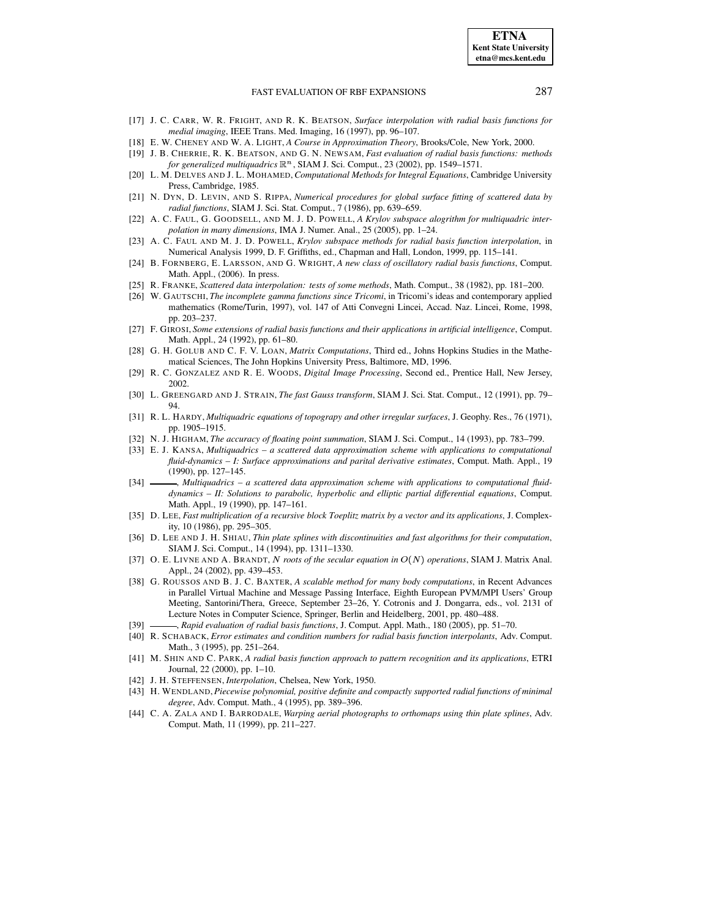[17] J. C. CARR, W. R. FRIGHT, AND R. K. BEATSON, *Surface interpolation with radial basis functions for medial imaging*, IEEE Trans. Med. Imaging, 16 (1997), pp. 96–107.

[18] E. W. CHENEY AND W. A. LIGHT, *A Course in Approximation Theory*, Brooks/Cole, New York, 2000.

[19] J. B. CHERRIE, R. K. BEATSON, AND G. N. NEWSAM, *Fast evaluation of radial basis functions: methods for generalized multiquadrics* $\mathbb{R}^n$, SIAM J. Sci. Comput., 23 (2002), pp. 1549–1571.

[20] L. M. DELVES AND J. L. MOHAMED, *Computational Methods for Integral Equations*, Cambridge University Press, Cambridge, 1985.

[21] N. DYN, D. LEVIN, AND S. RIPPA, *Numerical procedures for global surface fitting of scattered data by radial functions*, SIAM J. Sci. Stat. Comput., 7 (1986), pp. 639–659.

[22] A. C. FAUL, G. GOODSELL, AND M. J. D. POWELL, *A Krylov subspace alogrithm for multiquadric interpolation in many dimensions*, IMA J. Numer. Anal., 25 (2005), pp. 1–24.

[23] A. C. FAUL AND M. J. D. POWELL, *Krylov subspace methods for radial basis function interpolation*, in Numerical Analysis 1999, D. F. Griffiths, ed., Chapman and Hall, London, 1999, pp. 115–141.

[24] B. FORNBERG, E. LARSSON, AND G. WRIGHT, *A new class of oscillatory radial basis functions*, Comput. Math. Appl., (2006). In press.

[25] R. FRANKE, *Scattered data interpolation: tests of some methods*, Math. Comput., 38 (1982), pp. 181–200.

[26] W. GAUTSCHI, *The incomplete gamma functions since Tricomi*, in Tricomi's ideas and contemporary applied mathematics (Rome/Turin, 1997), vol. 147 of Atti Convegni Lincei, Accad. Naz. Lincei, Rome, 1998, pp. 203–237.

[27] F. GIROSI, *Some extensions of radial basis functions and their applications in artificial intelligence*, Comput. Math. Appl., 24 (1992), pp. 61–80.

[28] G. H. GOLUB AND C. F. V. LOAN, *Matrix Computations*, Third ed., Johns Hopkins Studies in the Mathematical Sciences, The John Hopkins University Press, Baltimore, MD, 1996.

[29] R. C. GONZALEZ AND R. E. WOODS, *Digital Image Processing*, Second ed., Prentice Hall, New Jersey, 2002.

[30] L. GREENGARD AND J. STRAIN, *The fast Gauss transform*, SIAM J. Sci. Stat. Comput., 12 (1991), pp. 79–94.

[31] R. L. HARDY, *Multiquadric equations of topograpy and other irregular surfaces*, J. Geophy. Res., 76 (1971), pp. 1905–1915.

[32] N. J. HIGHAM, *The accuracy of floating point summation*, SIAM J. Sci. Comput., 14 (1993), pp. 783–799.

[33] E. J. KANSA, *Multiquadrics – a scattered data approximation scheme with applications to computational fluid-dynamics – I: Surface approximations and parital derivative estimates*, Comput. Math. Appl., 19 (1990), pp. 127–145.

[34] ———, *Multiquadrics – a scattered data approximation scheme with applications to computational fluid-dynamics – II: Solutions to parabolic, hyperbolic and elliptic partial differential equations*, Comput. Math. Appl., 19 (1990), pp. 147–161.

[35] D. LEE, *Fast multiplication of a recursive block Toeplitz matrix by a vector and its applications*, J. Complexity, 10 (1986), pp. 295–305.

[36] D. LEE AND J. H. SHIAU, *Thin plate splines with discontinuities and fast algorithms for their computation*, SIAM J. Sci. Comput., 14 (1994), pp. 1311–1330.

[37] O. E. LIVNE AND A. BRANDT, *$N$ roots of the secular equation in $O(N)$ operations*, SIAM J. Matrix Anal. Appl., 24 (2002), pp. 439–453.

[38] G. ROUSSOS AND B. J. C. BAXTER, *A scalable method for many body computations*, in Recent Advances in Parallel Virtual Machine and Message Passing Interface, Eighth European PVM/MPI Users' Group Meeting, Santorini/Thera, Greece, September 23–26, Y. Cotronis and J. Dongarra, eds., vol. 2131 of Lecture Notes in Computer Science, Springer, Berlin and Heidelberg, 2001, pp. 480–488.

[39] ———, *Rapid evaluation of radial basis functions*, J. Comput. Appl. Math., 180 (2005), pp. 51–70.

[40] R. SCHABACK, *Error estimates and condition numbers for radial basis function interpolants*, Adv. Comput. Math., 3 (1995), pp. 251–264.

[41] M. SHIN AND C. PARK, *A radial basis function approach to pattern recognition and its applications*, ETRI Journal, 22 (2000), pp. 1–10.

[42] J. H. STEFFENSEN, *Interpolation*, Chelsea, New York, 1950.

[43] H. WENDLAND, *Piecewise polynomial, positive definite and compactly supported radial functions of minimal degree*, Adv. Comput. Math., 4 (1995), pp. 389–396.

[44] C. A. ZALA AND I. BARRODALE, *Warping aerial photographs to orthomaps using thin plate splines*, Adv. Comput. Math, 11 (1999), pp. 211–227.